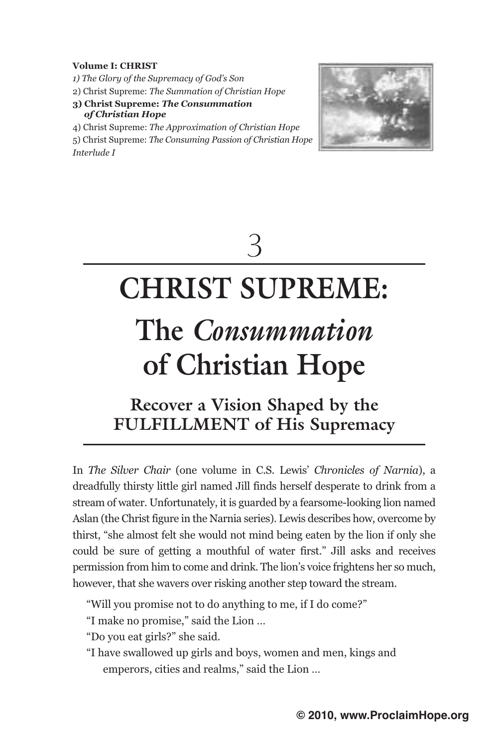**Volume I: CHRIST**

*1) The Glory of the Supremacy of God's Son*

2) Christ Supreme: *The Summation of Christian Hope*

**3) Christ Supreme: *The Consummation of Christian Hope***

4) Christ Supreme: *The Approximation of Christian Hope*

5) Christ Supreme: *The Consuming Passion of Christian Hope*

*Interlude I*

# 3

# CHRIST SUPREME: The *Consummation* of Christian Hope

## Recover a Vision Shaped by the FULFILLMENT of His Supremacy

In *The Silver Chair* (one volume in C.S. Lewis' *Chronicles of Narnia*), a dreadfully thirsty little girl named Jill finds herself desperate to drink from a stream of water. Unfortunately, it is guarded by a fearsome-looking lion named Aslan (the Christ figure in the Narnia series). Lewis describes how, overcome by thirst, "she almost felt she would not mind being eaten by the lion if only she could be sure of getting a mouthful of water first." Jill asks and receives permission from him to come and drink. The lion's voice frightens her so much, however, that she wavers over risking another step toward the stream.

> "Will you promise not to do anything to me, if I do come?"
>
> "I make no promise," said the Lion …
>
> "Do you eat girls?" she said.
>
> "I have swallowed up girls and boys, women and men, kings and emperors, cities and realms," said the Lion …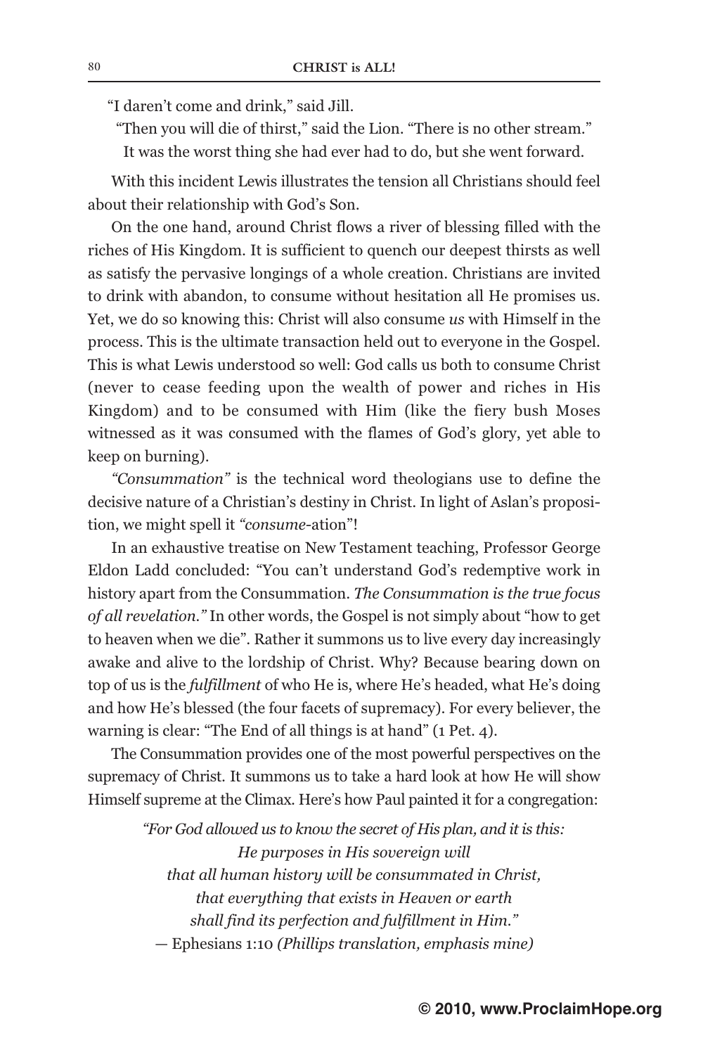"I daren't come and drink," said Jill.

"Then you will die of thirst," said the Lion. "There is no other stream."

It was the worst thing she had ever had to do, but she went forward.

With this incident Lewis illustrates the tension all Christians should feel about their relationship with God's Son.

On the one hand, around Christ flows a river of blessing filled with the riches of His Kingdom. It is sufficient to quench our deepest thirsts as well as satisfy the pervasive longings of a whole creation. Christians are invited to drink with abandon, to consume without hesitation all He promises us. Yet, we do so knowing this: Christ will also consume *us* with Himself in the process. This is the ultimate transaction held out to everyone in the Gospel. This is what Lewis understood so well: God calls us both to consume Christ (never to cease feeding upon the wealth of power and riches in His Kingdom) and to be consumed with Him (like the fiery bush Moses witnessed as it was consumed with the flames of God's glory, yet able to keep on burning).

*"Consummation"* is the technical word theologians use to define the decisive nature of a Christian's destiny in Christ. In light of Aslan's proposition, we might spell it *"consume*-ation"!

In an exhaustive treatise on New Testament teaching, Professor George Eldon Ladd concluded: "You can't understand God's redemptive work in history apart from the Consummation. *The Consummation is the true focus of all revelation."* In other words, the Gospel is not simply about "how to get to heaven when we die". Rather it summons us to live every day increasingly awake and alive to the lordship of Christ. Why? Because bearing down on top of us is the *fulfillment* of who He is, where He's headed, what He's doing and how He's blessed (the four facets of supremacy). For every believer, the warning is clear: "The End of all things is at hand" (1 Pet. 4).

The Consummation provides one of the most powerful perspectives on the supremacy of Christ. It summons us to take a hard look at how He will show Himself supreme at the Climax. Here's how Paul painted it for a congregation:

> *"For God allowed us to know the secret of His plan, and it is this:*
> *He purposes in His sovereign will*
> *that all human history will be consummated in Christ,*
> *that everything that exists in Heaven or earth*
> *shall find its perfection and fulfillment in Him."*
> — Ephesians 1:10 *(Phillips translation, emphasis mine)*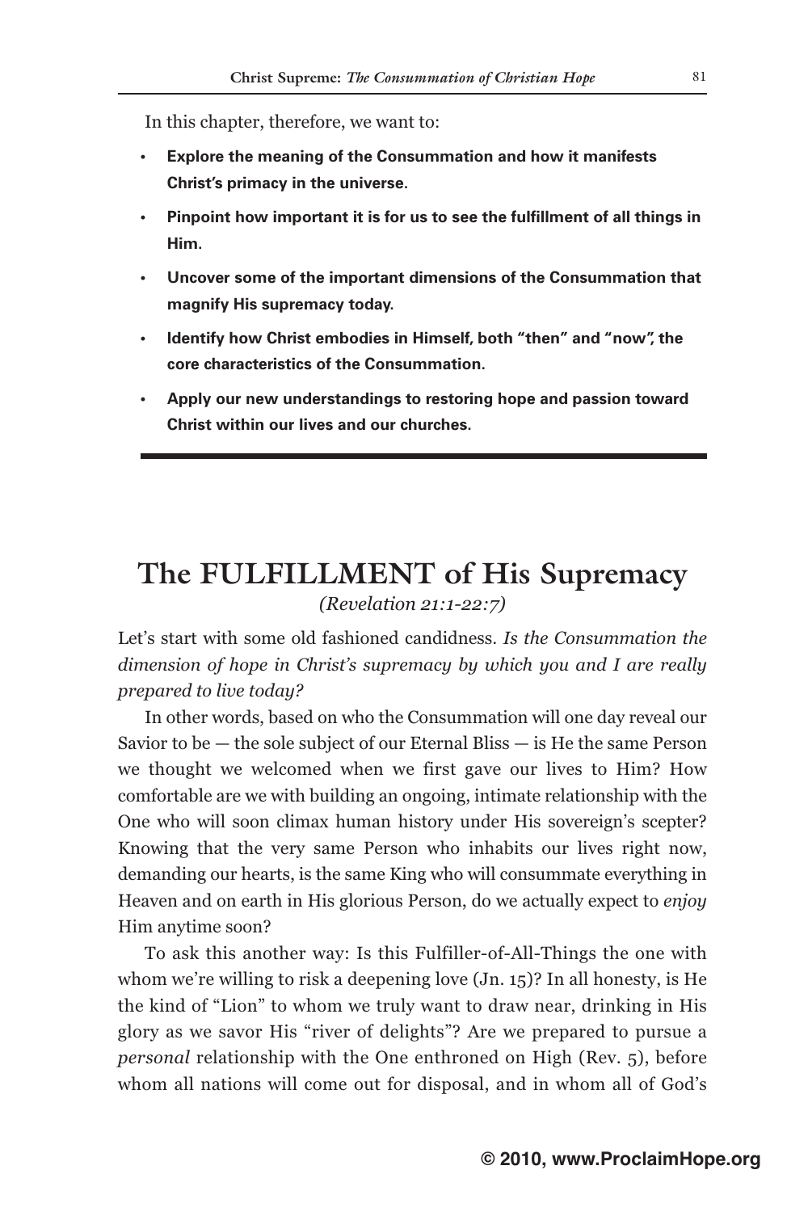In this chapter, therefore, we want to:

- **Explore the meaning of the Consummation and how it manifests Christ's primacy in the universe.**
- **Pinpoint how important it is for us to see the fulfillment of all things in Him.**
- **Uncover some of the important dimensions of the Consummation that magnify His supremacy today.**
- **Identify how Christ embodies in Himself, both "then" and "now", the core characteristics of the Consummation.**
- **Apply our new understandings to restoring hope and passion toward Christ within our lives and our churches.**

---

# The FULFILLMENT of His Supremacy

*(Revelation 21:1-22:7)*

Let's start with some old fashioned candidness. *Is the Consummation the dimension of hope in Christ's supremacy by which you and I are really prepared to live today?*

In other words, based on who the Consummation will one day reveal our Savior to be — the sole subject of our Eternal Bliss — is He the same Person we thought we welcomed when we first gave our lives to Him? How comfortable are we with building an ongoing, intimate relationship with the One who will soon climax human history under His sovereign's scepter? Knowing that the very same Person who inhabits our lives right now, demanding our hearts, is the same King who will consummate everything in Heaven and on earth in His glorious Person, do we actually expect to *enjoy* Him anytime soon?

To ask this another way: Is this Fulfiller-of-All-Things the one with whom we're willing to risk a deepening love (Jn. 15)? In all honesty, is He the kind of "Lion" to whom we truly want to draw near, drinking in His glory as we savor His "river of delights"? Are we prepared to pursue a *personal* relationship with the One enthroned on High (Rev. 5), before whom all nations will come out for disposal, and in whom all of God's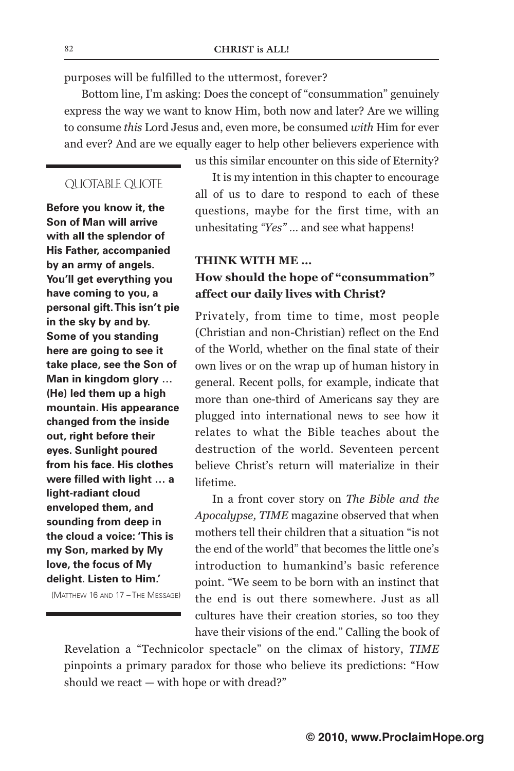purposes will be fulfilled to the uttermost, forever?

Bottom line, I'm asking: Does the concept of "consummation" genuinely express the way we want to know Him, both now and later? Are we willing to consume *this* Lord Jesus and, even more, be consumed *with* Him for ever and ever? And are we equally eager to help other believers experience with us this similar encounter on this side of Eternity?

It is my intention in this chapter to encourage all of us to dare to respond to each of these questions, maybe for the first time, with an unhesitating *"Yes"* ... and see what happens!

> QUOTABLE QUOTE
>
> **Before you know it, the Son of Man will arrive with all the splendor of His Father, accompanied by an army of angels. You'll get everything you have coming to you, a personal gift. This isn't pie in the sky by and by. Some of you standing here are going to see it take place, see the Son of Man in kingdom glory … (He) led them up a high mountain. His appearance changed from the inside out, right before their eyes. Sunlight poured from his face. His clothes were filled with light … a light-radiant cloud enveloped them, and sounding from deep in the cloud a voice: 'This is my Son, marked by My love, the focus of My delight. Listen to Him.'**
>
> (Matthew 16 and 17 – The Message)

**THINK WITH ME ...**

**How should the hope of "consummation" affect our daily lives with Christ?**

Privately, from time to time, most people (Christian and non-Christian) reflect on the End of the World, whether on the final state of their own lives or on the wrap up of human history in general. Recent polls, for example, indicate that more than one-third of Americans say they are plugged into international news to see how it relates to what the Bible teaches about the destruction of the world. Seventeen percent believe Christ's return will materialize in their lifetime.

In a front cover story on *The Bible and the Apocalypse, TIME* magazine observed that when mothers tell their children that a situation "is not the end of the world" that becomes the little one's introduction to humankind's basic reference point. "We seem to be born with an instinct that the end is out there somewhere. Just as all cultures have their creation stories, so too they have their visions of the end." Calling the book of Revelation a "Technicolor spectacle" on the climax of history, *TIME* pinpoints a primary paradox for those who believe its predictions: "How should we react — with hope or with dread?"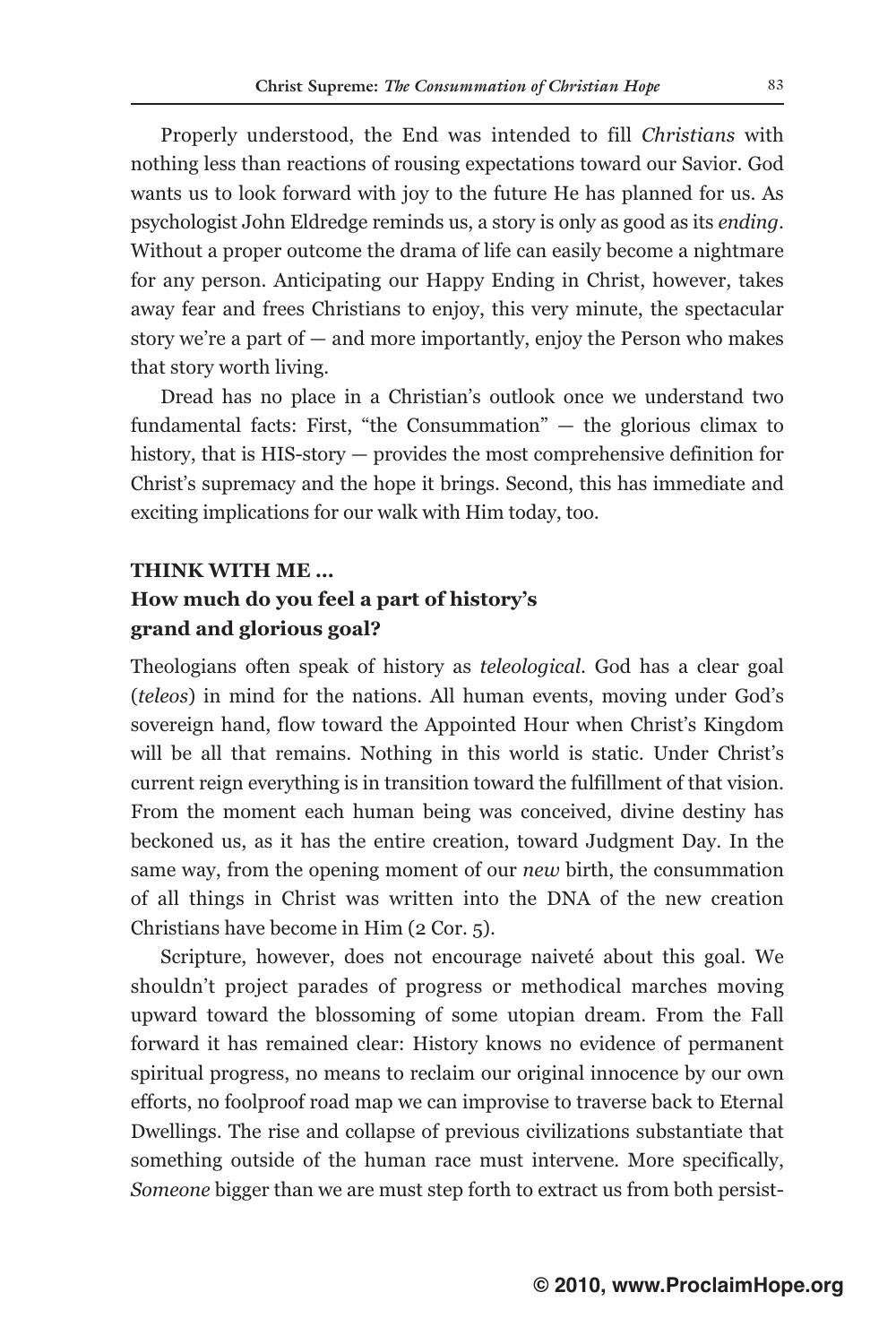Properly understood, the End was intended to fill *Christians* with nothing less than reactions of rousing expectations toward our Savior. God wants us to look forward with joy to the future He has planned for us. As psychologist John Eldredge reminds us, a story is only as good as its *ending*. Without a proper outcome the drama of life can easily become a nightmare for any person. Anticipating our Happy Ending in Christ, however, takes away fear and frees Christians to enjoy, this very minute, the spectacular story we're a part of — and more importantly, enjoy the Person who makes that story worth living.

Dread has no place in a Christian's outlook once we understand two fundamental facts: First, "the Consummation" — the glorious climax to history, that is HIS-story — provides the most comprehensive definition for Christ's supremacy and the hope it brings. Second, this has immediate and exciting implications for our walk with Him today, too.

**THINK WITH ME ...**
**How much do you feel a part of history's grand and glorious goal?**

Theologians often speak of history as *teleological*. God has a clear goal (*teleos*) in mind for the nations. All human events, moving under God's sovereign hand, flow toward the Appointed Hour when Christ's Kingdom will be all that remains. Nothing in this world is static. Under Christ's current reign everything is in transition toward the fulfillment of that vision. From the moment each human being was conceived, divine destiny has beckoned us, as it has the entire creation, toward Judgment Day. In the same way, from the opening moment of our *new* birth, the consummation of all things in Christ was written into the DNA of the new creation Christians have become in Him (2 Cor. 5).

Scripture, however, does not encourage naiveté about this goal. We shouldn't project parades of progress or methodical marches moving upward toward the blossoming of some utopian dream. From the Fall forward it has remained clear: History knows no evidence of permanent spiritual progress, no means to reclaim our original innocence by our own efforts, no foolproof road map we can improvise to traverse back to Eternal Dwellings. The rise and collapse of previous civilizations substantiate that something outside of the human race must intervene. More specifically, *Someone* bigger than we are must step forth to extract us from both persist-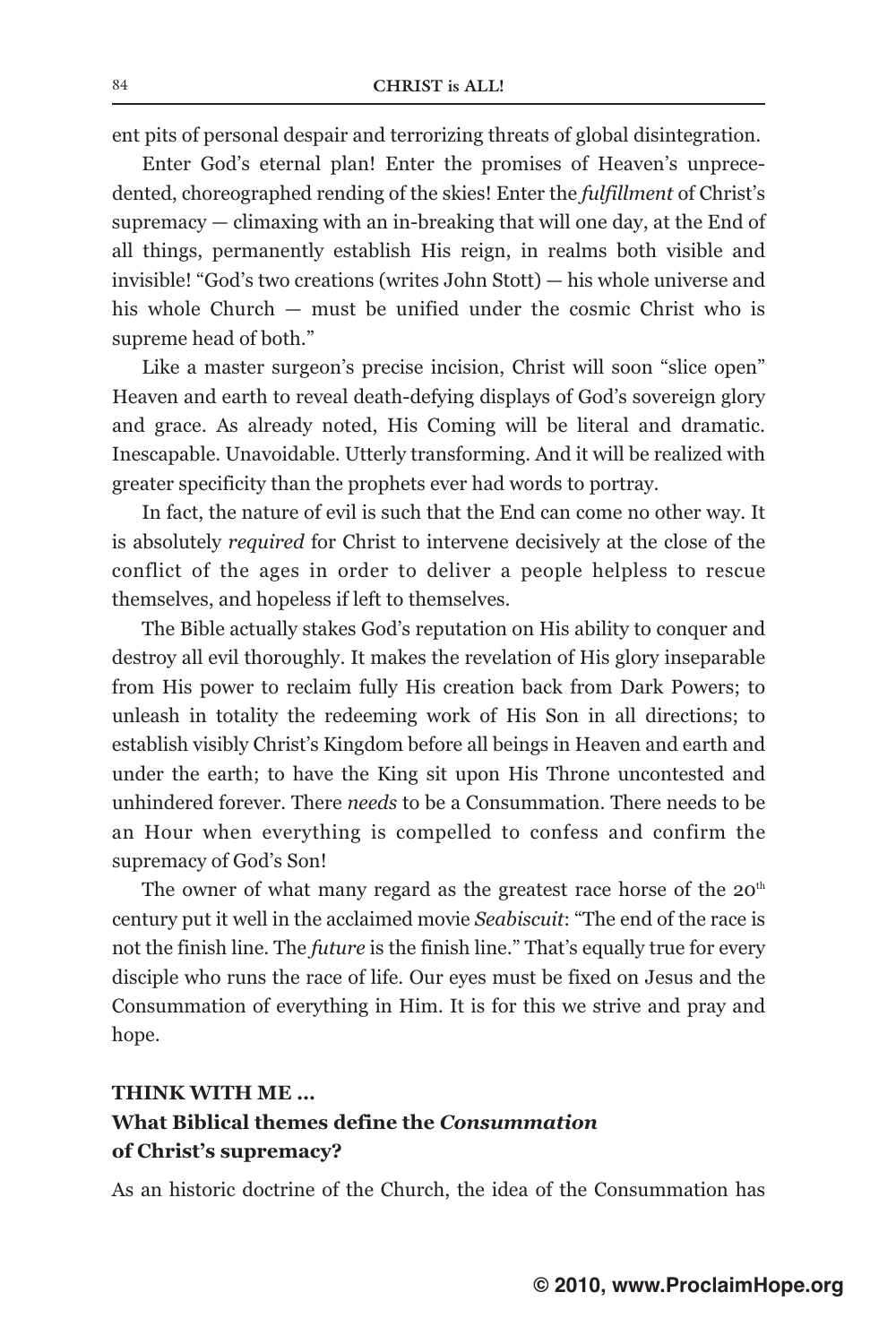ent pits of personal despair and terrorizing threats of global disintegration.

Enter God's eternal plan! Enter the promises of Heaven's unprecedented, choreographed rending of the skies! Enter the *fulfillment* of Christ's supremacy — climaxing with an in-breaking that will one day, at the End of all things, permanently establish His reign, in realms both visible and invisible! "God's two creations (writes John Stott) — his whole universe and his whole Church — must be unified under the cosmic Christ who is supreme head of both."

Like a master surgeon's precise incision, Christ will soon "slice open" Heaven and earth to reveal death-defying displays of God's sovereign glory and grace. As already noted, His Coming will be literal and dramatic. Inescapable. Unavoidable. Utterly transforming. And it will be realized with greater specificity than the prophets ever had words to portray.

In fact, the nature of evil is such that the End can come no other way. It is absolutely *required* for Christ to intervene decisively at the close of the conflict of the ages in order to deliver a people helpless to rescue themselves, and hopeless if left to themselves.

The Bible actually stakes God's reputation on His ability to conquer and destroy all evil thoroughly. It makes the revelation of His glory inseparable from His power to reclaim fully His creation back from Dark Powers; to unleash in totality the redeeming work of His Son in all directions; to establish visibly Christ's Kingdom before all beings in Heaven and earth and under the earth; to have the King sit upon His Throne uncontested and unhindered forever. There *needs* to be a Consummation. There needs to be an Hour when everything is compelled to confess and confirm the supremacy of God's Son!

The owner of what many regard as the greatest race horse of the 20th century put it well in the acclaimed movie *Seabiscuit*: "The end of the race is not the finish line. The *future* is the finish line." That's equally true for every disciple who runs the race of life. Our eyes must be fixed on Jesus and the Consummation of everything in Him. It is for this we strive and pray and hope.

**THINK WITH ME ...**
**What Biblical themes define the *Consummation* of Christ's supremacy?**

As an historic doctrine of the Church, the idea of the Consummation has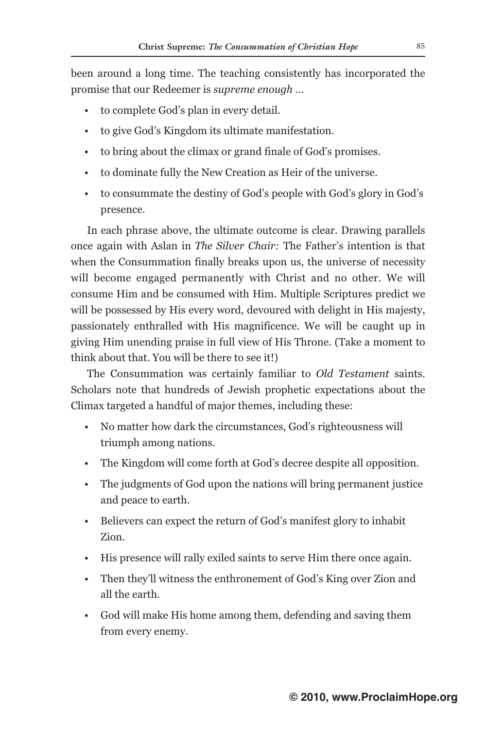been around a long time. The teaching consistently has incorporated the promise that our Redeemer is *supreme enough* …

- to complete God's plan in every detail.
- to give God's Kingdom its ultimate manifestation.
- to bring about the climax or grand finale of God's promises.
- to dominate fully the New Creation as Heir of the universe.
- to consummate the destiny of God's people with God's glory in God's presence.

In each phrase above, the ultimate outcome is clear. Drawing parallels once again with Aslan in *The Silver Chair:* The Father's intention is that when the Consummation finally breaks upon us, the universe of necessity will become engaged permanently with Christ and no other. We will consume Him and be consumed with Him. Multiple Scriptures predict we will be possessed by His every word, devoured with delight in His majesty, passionately enthralled with His magnificence. We will be caught up in giving Him unending praise in full view of His Throne. (Take a moment to think about that. You will be there to see it!)

The Consummation was certainly familiar to *Old Testament* saints. Scholars note that hundreds of Jewish prophetic expectations about the Climax targeted a handful of major themes, including these:

- No matter how dark the circumstances, God's righteousness will triumph among nations.
- The Kingdom will come forth at God's decree despite all opposition.
- The judgments of God upon the nations will bring permanent justice and peace to earth.
- Believers can expect the return of God's manifest glory to inhabit Zion.
- His presence will rally exiled saints to serve Him there once again.
- Then they'll witness the enthronement of God's King over Zion and all the earth.
- God will make His home among them, defending and saving them from every enemy.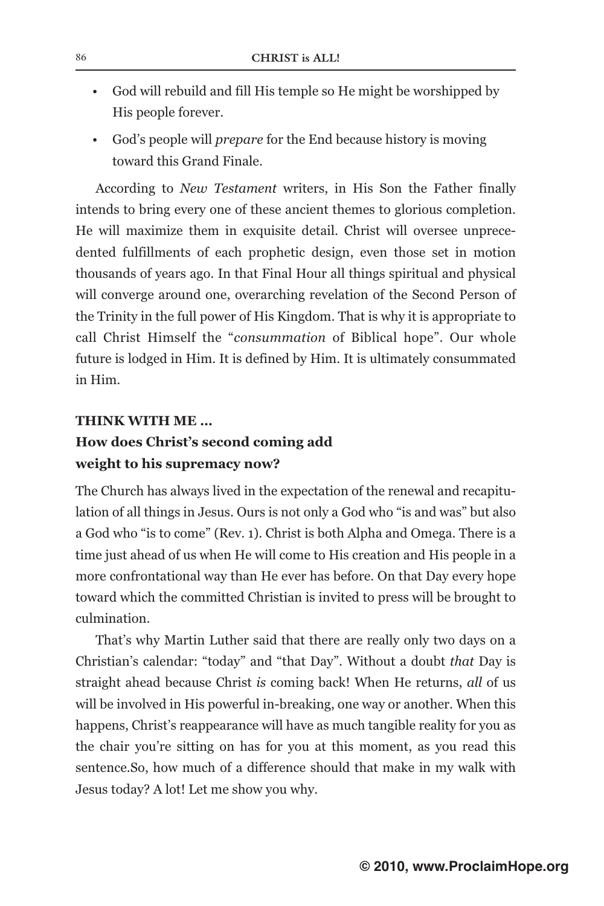- God will rebuild and fill His temple so He might be worshipped by His people forever.
- God's people will *prepare* for the End because history is moving toward this Grand Finale.

According to *New Testament* writers, in His Son the Father finally intends to bring every one of these ancient themes to glorious completion. He will maximize them in exquisite detail. Christ will oversee unprecedented fulfillments of each prophetic design, even those set in motion thousands of years ago. In that Final Hour all things spiritual and physical will converge around one, overarching revelation of the Second Person of the Trinity in the full power of His Kingdom. That is why it is appropriate to call Christ Himself the "*consummation* of Biblical hope". Our whole future is lodged in Him. It is defined by Him. It is ultimately consummated in Him.

**THINK WITH ME ...**

### How does Christ's second coming add weight to his supremacy now?

The Church has always lived in the expectation of the renewal and recapitulation of all things in Jesus. Ours is not only a God who "is and was" but also a God who "is to come" (Rev. 1). Christ is both Alpha and Omega. There is a time just ahead of us when He will come to His creation and His people in a more confrontational way than He ever has before. On that Day every hope toward which the committed Christian is invited to press will be brought to culmination.

That's why Martin Luther said that there are really only two days on a Christian's calendar: "today" and "that Day". Without a doubt *that* Day is straight ahead because Christ *is* coming back! When He returns, *all* of us will be involved in His powerful in-breaking, one way or another. When this happens, Christ's reappearance will have as much tangible reality for you as the chair you're sitting on has for you at this moment, as you read this sentence.So, how much of a difference should that make in my walk with Jesus today? A lot! Let me show you why.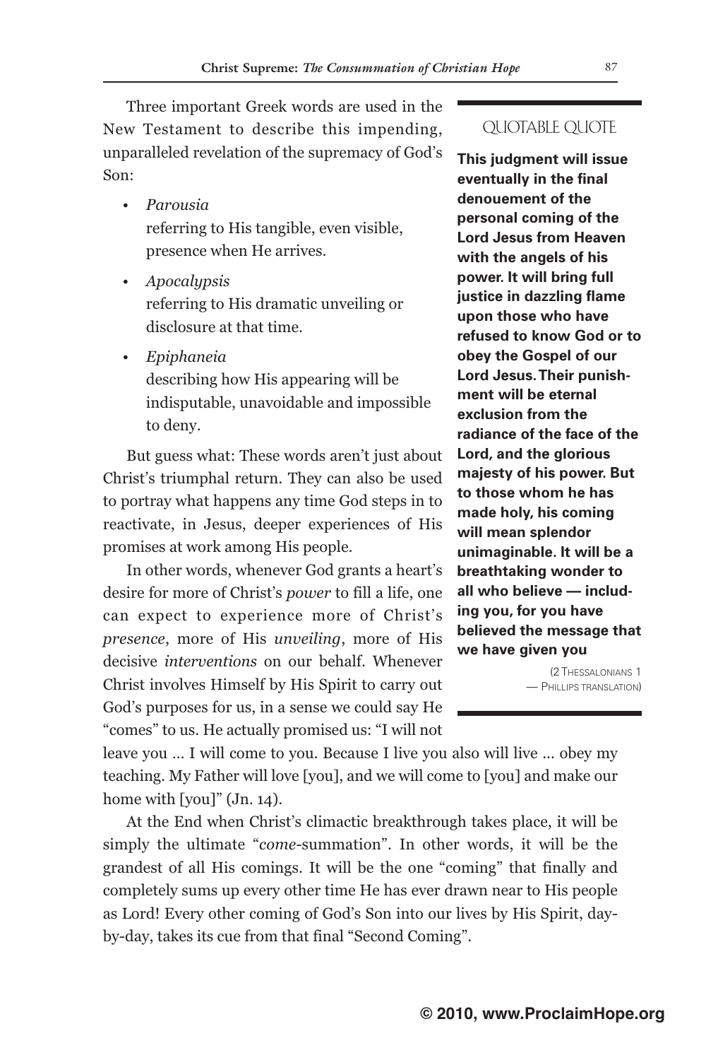Three important Greek words are used in the New Testament to describe this impending, unparalleled revelation of the supremacy of God's Son:

- *Parousia*
  referring to His tangible, even visible, presence when He arrives.
- *Apocalypsis*
  referring to His dramatic unveiling or disclosure at that time.
- *Epiphaneia*
  describing how His appearing will be indisputable, unavoidable and impossible to deny.

But guess what: These words aren't just about Christ's triumphal return. They can also be used to portray what happens any time God steps in to reactivate, in Jesus, deeper experiences of His promises at work among His people.

In other words, whenever God grants a heart's desire for more of Christ's *power* to fill a life, one can expect to experience more of Christ's *presence*, more of His *unveiling*, more of His decisive *interventions* on our behalf. Whenever Christ involves Himself by His Spirit to carry out God's purposes for us, in a sense we could say He "comes" to us. He actually promised us: "I will not leave you ... I will come to you. Because I live you also will live ... obey my teaching. My Father will love [you], and we will come to [you] and make our home with [you]" (Jn. 14).

At the End when Christ's climactic breakthrough takes place, it will be simply the ultimate "*come*-summation". In other words, it will be the grandest of all His comings. It will be the one "coming" that finally and completely sums up every other time He has ever drawn near to His people as Lord! Every other coming of God's Son into our lives by His Spirit, day-by-day, takes its cue from that final "Second Coming".

### QUOTABLE QUOTE

**This judgment will issue eventually in the final denouement of the personal coming of the Lord Jesus from Heaven with the angels of his power. It will bring full justice in dazzling flame upon those who have refused to know God or to obey the Gospel of our Lord Jesus. Their punishment will be eternal exclusion from the radiance of the face of the Lord, and the glorious majesty of his power. But to those whom he has made holy, his coming will mean splendor unimaginable. It will be a breathtaking wonder to all who believe — including you, for you have believed the message that we have given you**

(2 Thessalonians 1 — Phillips translation)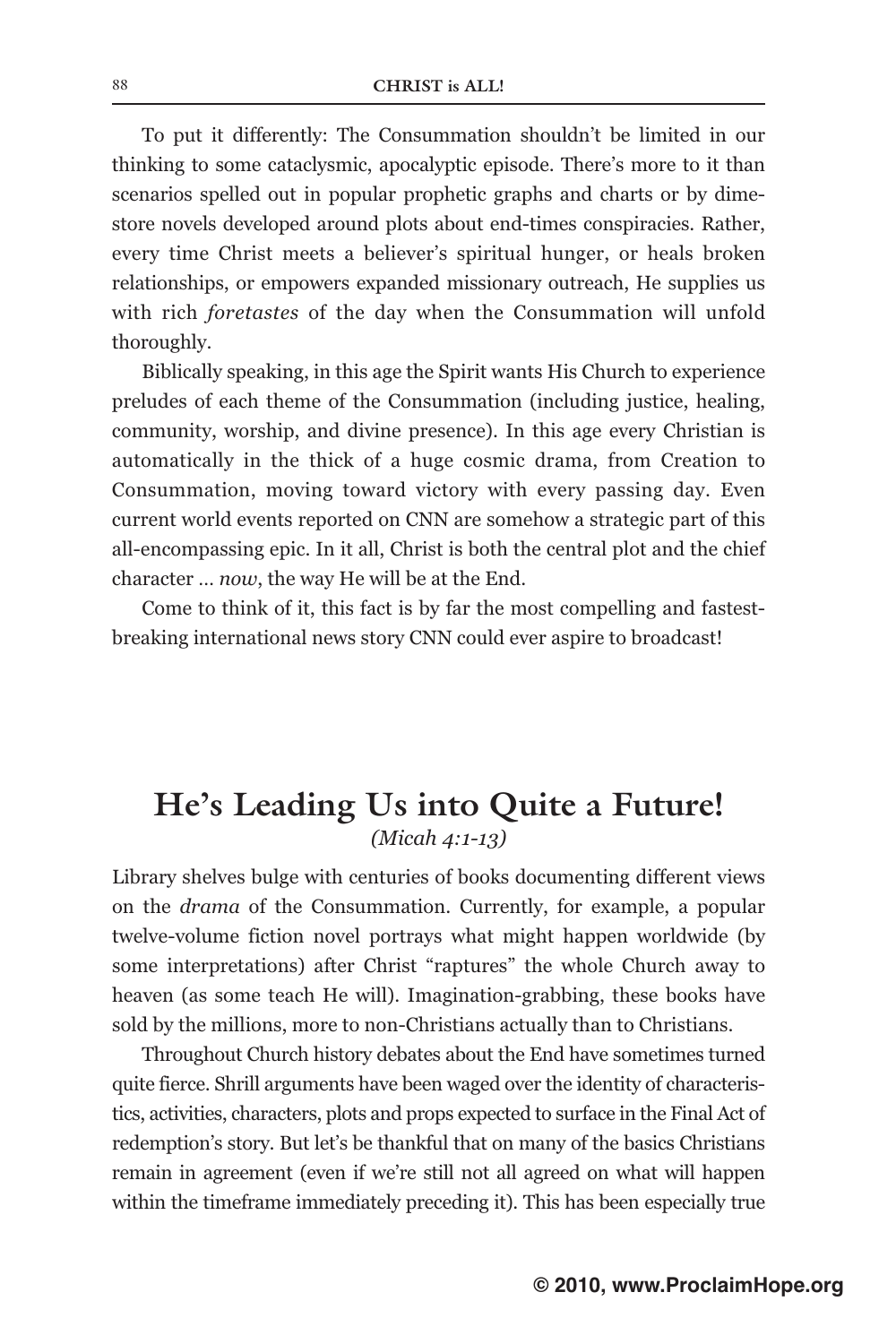To put it differently: The Consummation shouldn't be limited in our thinking to some cataclysmic, apocalyptic episode. There's more to it than scenarios spelled out in popular prophetic graphs and charts or by dime-store novels developed around plots about end-times conspiracies. Rather, every time Christ meets a believer's spiritual hunger, or heals broken relationships, or empowers expanded missionary outreach, He supplies us with rich *foretastes* of the day when the Consummation will unfold thoroughly.

Biblically speaking, in this age the Spirit wants His Church to experience preludes of each theme of the Consummation (including justice, healing, community, worship, and divine presence). In this age every Christian is automatically in the thick of a huge cosmic drama, from Creation to Consummation, moving toward victory with every passing day. Even current world events reported on CNN are somehow a strategic part of this all-encompassing epic. In it all, Christ is both the central plot and the chief character … *now*, the way He will be at the End.

Come to think of it, this fact is by far the most compelling and fastest-breaking international news story CNN could ever aspire to broadcast!

## He's Leading Us into Quite a Future!

*(Micah 4:1-13)*

Library shelves bulge with centuries of books documenting different views on the *drama* of the Consummation. Currently, for example, a popular twelve-volume fiction novel portrays what might happen worldwide (by some interpretations) after Christ "raptures" the whole Church away to heaven (as some teach He will). Imagination-grabbing, these books have sold by the millions, more to non-Christians actually than to Christians.

Throughout Church history debates about the End have sometimes turned quite fierce. Shrill arguments have been waged over the identity of characteristics, activities, characters, plots and props expected to surface in the Final Act of redemption's story. But let's be thankful that on many of the basics Christians remain in agreement (even if we're still not all agreed on what will happen within the timeframe immediately preceding it). This has been especially true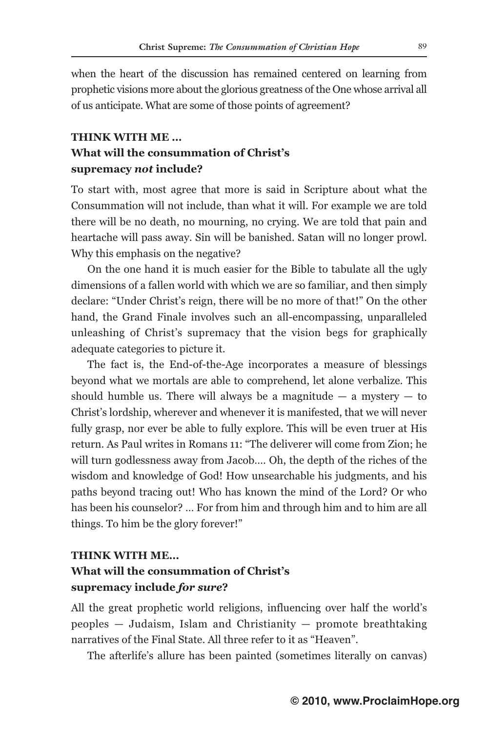when the heart of the discussion has remained centered on learning from prophetic visions more about the glorious greatness of the One whose arrival all of us anticipate. What are some of those points of agreement?

### THINK WITH ME ...
### What will the consummation of Christ's supremacy *not* include?

To start with, most agree that more is said in Scripture about what the Consummation will not include, than what it will. For example we are told there will be no death, no mourning, no crying. We are told that pain and heartache will pass away. Sin will be banished. Satan will no longer prowl. Why this emphasis on the negative?

On the one hand it is much easier for the Bible to tabulate all the ugly dimensions of a fallen world with which we are so familiar, and then simply declare: "Under Christ's reign, there will be no more of that!" On the other hand, the Grand Finale involves such an all-encompassing, unparalleled unleashing of Christ's supremacy that the vision begs for graphically adequate categories to picture it.

The fact is, the End-of-the-Age incorporates a measure of blessings beyond what we mortals are able to comprehend, let alone verbalize. This should humble us. There will always be a magnitude — a mystery — to Christ's lordship, wherever and whenever it is manifested, that we will never fully grasp, nor ever be able to fully explore. This will be even truer at His return. As Paul writes in Romans 11: "The deliverer will come from Zion; he will turn godlessness away from Jacob.... Oh, the depth of the riches of the wisdom and knowledge of God! How unsearchable his judgments, and his paths beyond tracing out! Who has known the mind of the Lord? Or who has been his counselor? ... For from him and through him and to him are all things. To him be the glory forever!"

### THINK WITH ME...
### What will the consummation of Christ's supremacy include *for sure*?

All the great prophetic world religions, influencing over half the world's peoples — Judaism, Islam and Christianity — promote breathtaking narratives of the Final State. All three refer to it as "Heaven".

The afterlife's allure has been painted (sometimes literally on canvas)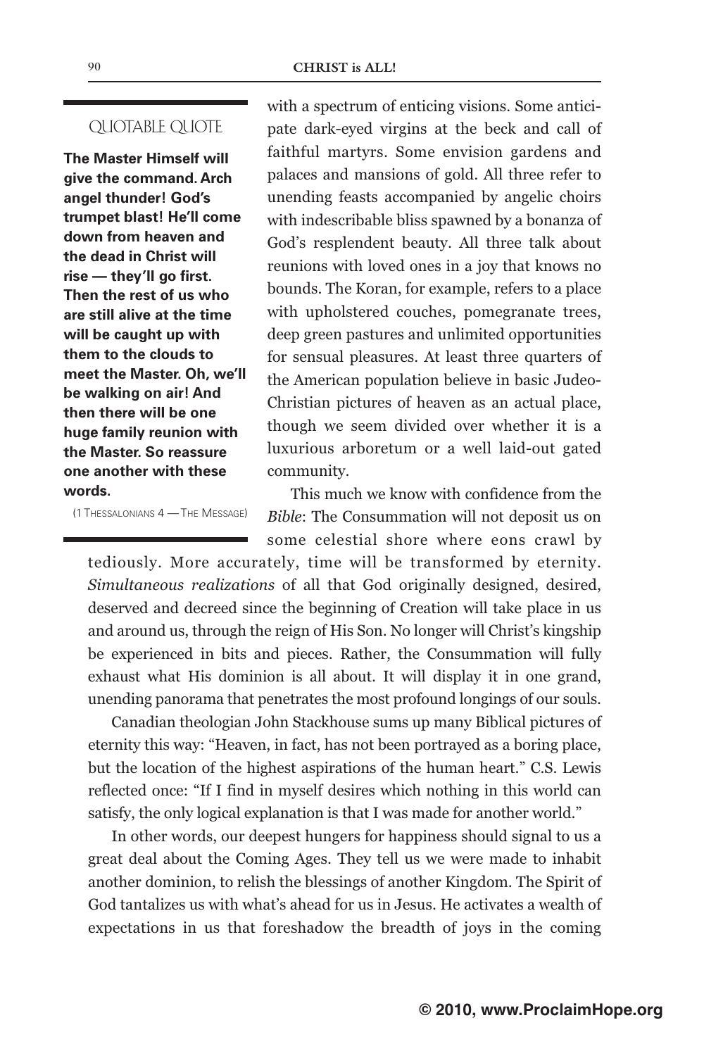### QUOTABLE QUOTE

**The Master Himself will give the command. Arch angel thunder! God's trumpet blast! He'll come down from heaven and the dead in Christ will rise — they'll go first. Then the rest of us who are still alive at the time will be caught up with them to the clouds to meet the Master. Oh, we'll be walking on air! And then there will be one huge family reunion with the Master. So reassure one another with these words.**

(1 THESSALONIANS 4 — THE MESSAGE)

with a spectrum of enticing visions. Some anticipate dark-eyed virgins at the beck and call of faithful martyrs. Some envision gardens and palaces and mansions of gold. All three refer to unending feasts accompanied by angelic choirs with indescribable bliss spawned by a bonanza of God's resplendent beauty. All three talk about reunions with loved ones in a joy that knows no bounds. The Koran, for example, refers to a place with upholstered couches, pomegranate trees, deep green pastures and unlimited opportunities for sensual pleasures. At least three quarters of the American population believe in basic Judeo-Christian pictures of heaven as an actual place, though we seem divided over whether it is a luxurious arboretum or a well laid-out gated community.

This much we know with confidence from the *Bible*: The Consummation will not deposit us on some celestial shore where eons crawl by tediously. More accurately, time will be transformed by eternity. *Simultaneous realizations* of all that God originally designed, desired, deserved and decreed since the beginning of Creation will take place in us and around us, through the reign of His Son. No longer will Christ's kingship be experienced in bits and pieces. Rather, the Consummation will fully exhaust what His dominion is all about. It will display it in one grand, unending panorama that penetrates the most profound longings of our souls.

Canadian theologian John Stackhouse sums up many Biblical pictures of eternity this way: "Heaven, in fact, has not been portrayed as a boring place, but the location of the highest aspirations of the human heart." C.S. Lewis reflected once: "If I find in myself desires which nothing in this world can satisfy, the only logical explanation is that I was made for another world."

In other words, our deepest hungers for happiness should signal to us a great deal about the Coming Ages. They tell us we were made to inhabit another dominion, to relish the blessings of another Kingdom. The Spirit of God tantalizes us with what's ahead for us in Jesus. He activates a wealth of expectations in us that foreshadow the breadth of joys in the coming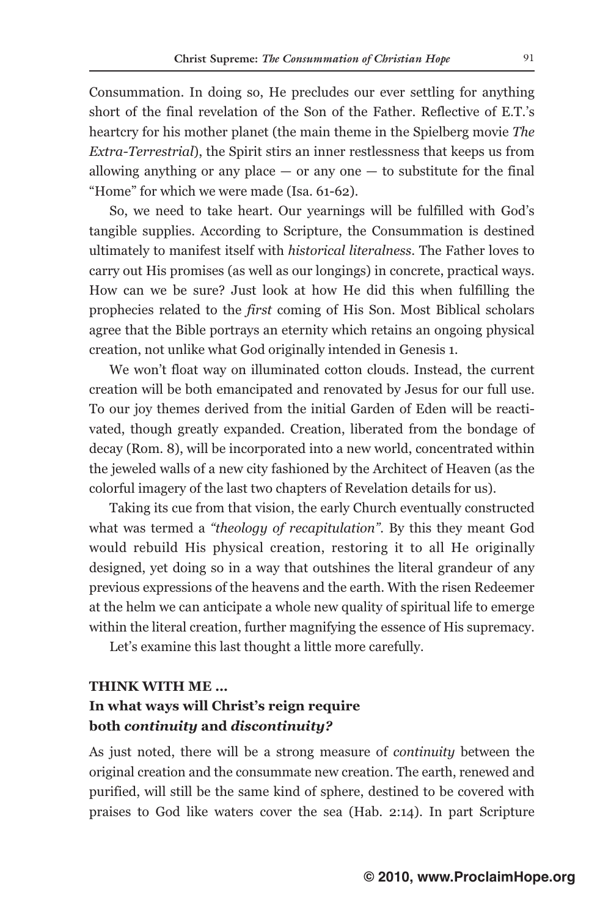Consummation. In doing so, He precludes our ever settling for anything short of the final revelation of the Son of the Father. Reflective of E.T.'s heartcry for his mother planet (the main theme in the Spielberg movie *The Extra-Terrestrial*), the Spirit stirs an inner restlessness that keeps us from allowing anything or any place — or any one — to substitute for the final "Home" for which we were made (Isa. 61-62).

So, we need to take heart. Our yearnings will be fulfilled with God's tangible supplies. According to Scripture, the Consummation is destined ultimately to manifest itself with *historical literalness*. The Father loves to carry out His promises (as well as our longings) in concrete, practical ways. How can we be sure? Just look at how He did this when fulfilling the prophecies related to the *first* coming of His Son. Most Biblical scholars agree that the Bible portrays an eternity which retains an ongoing physical creation, not unlike what God originally intended in Genesis 1.

We won't float way on illuminated cotton clouds. Instead, the current creation will be both emancipated and renovated by Jesus for our full use. To our joy themes derived from the initial Garden of Eden will be reactivated, though greatly expanded. Creation, liberated from the bondage of decay (Rom. 8), will be incorporated into a new world, concentrated within the jeweled walls of a new city fashioned by the Architect of Heaven (as the colorful imagery of the last two chapters of Revelation details for us).

Taking its cue from that vision, the early Church eventually constructed what was termed a *"theology of recapitulation"*. By this they meant God would rebuild His physical creation, restoring it to all He originally designed, yet doing so in a way that outshines the literal grandeur of any previous expressions of the heavens and the earth. With the risen Redeemer at the helm we can anticipate a whole new quality of spiritual life to emerge within the literal creation, further magnifying the essence of His supremacy.

Let's examine this last thought a little more carefully.

**THINK WITH ME ...**

**In what ways will Christ's reign require both *continuity* and *discontinuity?***

As just noted, there will be a strong measure of *continuity* between the original creation and the consummate new creation. The earth, renewed and purified, will still be the same kind of sphere, destined to be covered with praises to God like waters cover the sea (Hab. 2:14). In part Scripture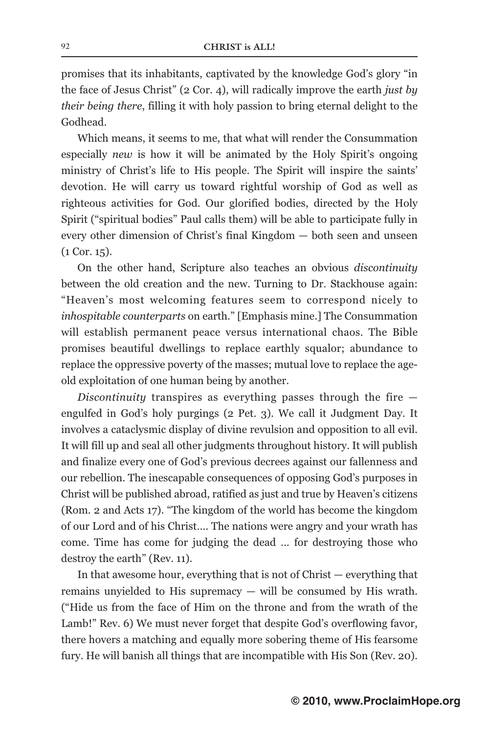promises that its inhabitants, captivated by the knowledge God's glory "in the face of Jesus Christ" (2 Cor. 4), will radically improve the earth *just by their being there*, filling it with holy passion to bring eternal delight to the Godhead.

Which means, it seems to me, that what will render the Consummation especially *new* is how it will be animated by the Holy Spirit's ongoing ministry of Christ's life to His people. The Spirit will inspire the saints' devotion. He will carry us toward rightful worship of God as well as righteous activities for God. Our glorified bodies, directed by the Holy Spirit ("spiritual bodies" Paul calls them) will be able to participate fully in every other dimension of Christ's final Kingdom — both seen and unseen (1 Cor. 15).

On the other hand, Scripture also teaches an obvious *discontinuity* between the old creation and the new. Turning to Dr. Stackhouse again: "Heaven's most welcoming features seem to correspond nicely to *inhospitable counterparts* on earth." [Emphasis mine.] The Consummation will establish permanent peace versus international chaos. The Bible promises beautiful dwellings to replace earthly squalor; abundance to replace the oppressive poverty of the masses; mutual love to replace the age-old exploitation of one human being by another.

*Discontinuity* transpires as everything passes through the fire — engulfed in God's holy purgings (2 Pet. 3). We call it Judgment Day. It involves a cataclysmic display of divine revulsion and opposition to all evil. It will fill up and seal all other judgments throughout history. It will publish and finalize every one of God's previous decrees against our fallenness and our rebellion. The inescapable consequences of opposing God's purposes in Christ will be published abroad, ratified as just and true by Heaven's citizens (Rom. 2 and Acts 17). "The kingdom of the world has become the kingdom of our Lord and of his Christ.... The nations were angry and your wrath has come. Time has come for judging the dead ... for destroying those who destroy the earth" (Rev. 11).

In that awesome hour, everything that is not of Christ — everything that remains unyielded to His supremacy — will be consumed by His wrath. ("Hide us from the face of Him on the throne and from the wrath of the Lamb!" Rev. 6) We must never forget that despite God's overflowing favor, there hovers a matching and equally more sobering theme of His fearsome fury. He will banish all things that are incompatible with His Son (Rev. 20).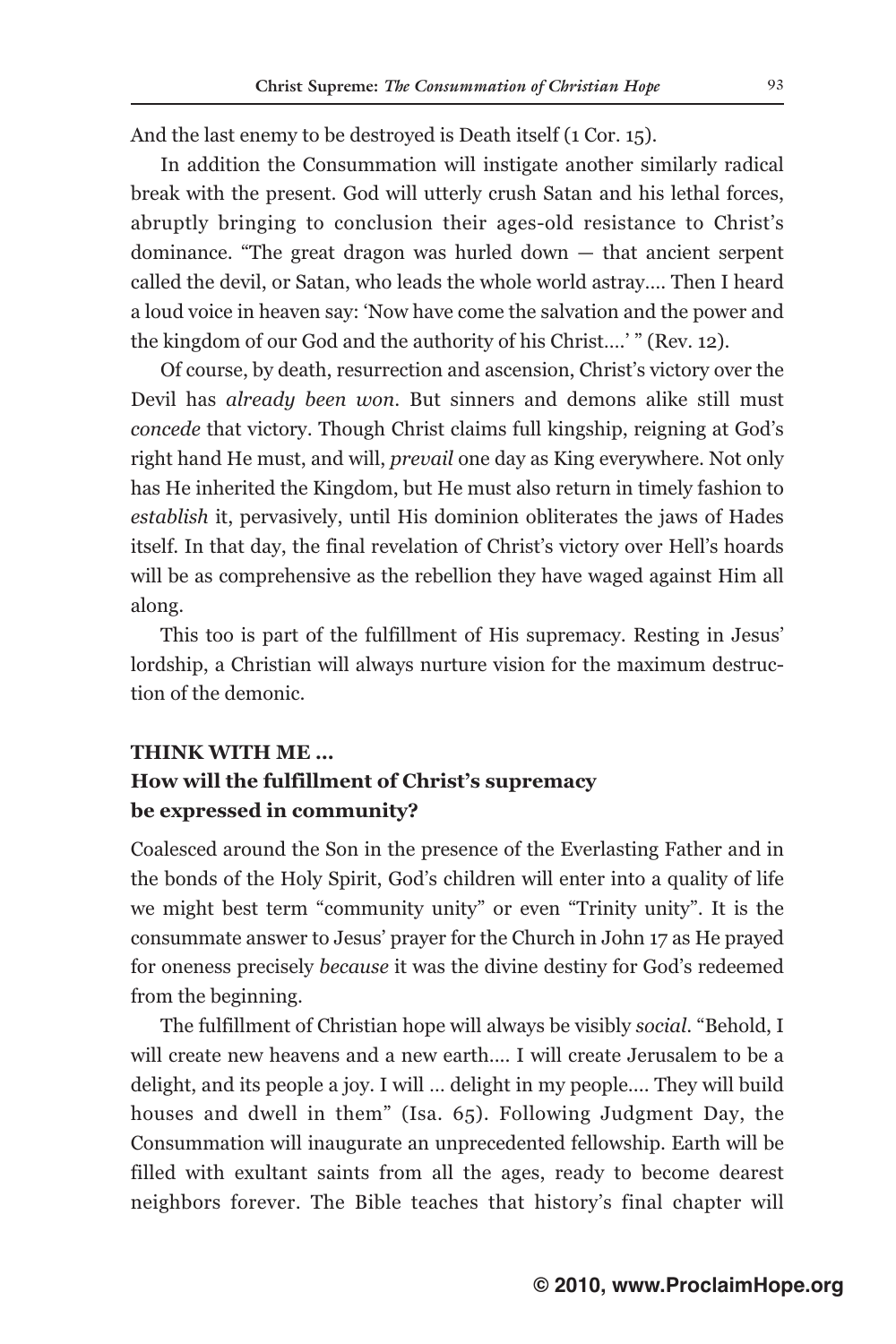And the last enemy to be destroyed is Death itself (1 Cor. 15).

In addition the Consummation will instigate another similarly radical break with the present. God will utterly crush Satan and his lethal forces, abruptly bringing to conclusion their ages-old resistance to Christ's dominance. "The great dragon was hurled down — that ancient serpent called the devil, or Satan, who leads the whole world astray.... Then I heard a loud voice in heaven say: 'Now have come the salvation and the power and the kingdom of our God and the authority of his Christ....' " (Rev. 12).

Of course, by death, resurrection and ascension, Christ's victory over the Devil has *already been won*. But sinners and demons alike still must *concede* that victory. Though Christ claims full kingship, reigning at God's right hand He must, and will, *prevail* one day as King everywhere. Not only has He inherited the Kingdom, but He must also return in timely fashion to *establish* it, pervasively, until His dominion obliterates the jaws of Hades itself. In that day, the final revelation of Christ's victory over Hell's hoards will be as comprehensive as the rebellion they have waged against Him all along.

This too is part of the fulfillment of His supremacy. Resting in Jesus' lordship, a Christian will always nurture vision for the maximum destruction of the demonic.

### THINK WITH ME ...
### How will the fulfillment of Christ's supremacy be expressed in community?

Coalesced around the Son in the presence of the Everlasting Father and in the bonds of the Holy Spirit, God's children will enter into a quality of life we might best term "community unity" or even "Trinity unity". It is the consummate answer to Jesus' prayer for the Church in John 17 as He prayed for oneness precisely *because* it was the divine destiny for God's redeemed from the beginning.

The fulfillment of Christian hope will always be visibly *social*. "Behold, I will create new heavens and a new earth.... I will create Jerusalem to be a delight, and its people a joy. I will ... delight in my people.... They will build houses and dwell in them" (Isa. 65). Following Judgment Day, the Consummation will inaugurate an unprecedented fellowship. Earth will be filled with exultant saints from all the ages, ready to become dearest neighbors forever. The Bible teaches that history's final chapter will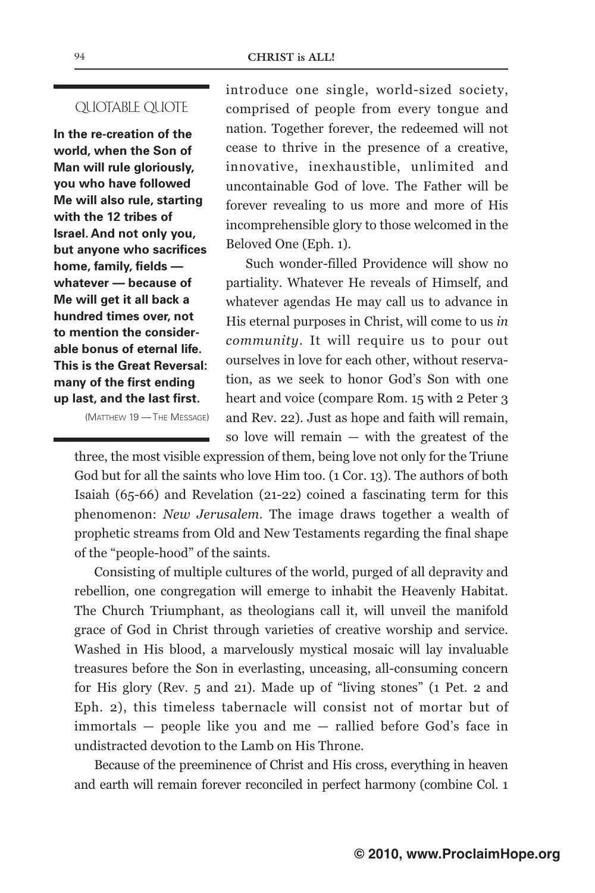### QUOTABLE QUOTE

**In the re-creation of the world, when the Son of Man will rule gloriously, you who have followed Me will also rule, starting with the 12 tribes of Israel. And not only you, but anyone who sacrifices home, family, fields — whatever — because of Me will get it all back a hundred times over, not to mention the considerable bonus of eternal life. This is the Great Reversal: many of the first ending up last, and the last first.**

(MATTHEW 19 — THE MESSAGE)

introduce one single, world-sized society, comprised of people from every tongue and nation. Together forever, the redeemed will not cease to thrive in the presence of a creative, innovative, inexhaustible, unlimited and uncontainable God of love. The Father will be forever revealing to us more and more of His incomprehensible glory to those welcomed in the Beloved One (Eph. 1).

Such wonder-filled Providence will show no partiality. Whatever He reveals of Himself, and whatever agendas He may call us to advance in His eternal purposes in Christ, will come to us *in community*. It will require us to pour out ourselves in love for each other, without reservation, as we seek to honor God's Son with one heart and voice (compare Rom. 15 with 2 Peter 3 and Rev. 22). Just as hope and faith will remain, so love will remain — with the greatest of the three, the most visible expression of them, being love not only for the Triune God but for all the saints who love Him too. (1 Cor. 13). The authors of both Isaiah (65-66) and Revelation (21-22) coined a fascinating term for this phenomenon: *New Jerusalem*. The image draws together a wealth of prophetic streams from Old and New Testaments regarding the final shape of the "people-hood" of the saints.

Consisting of multiple cultures of the world, purged of all depravity and rebellion, one congregation will emerge to inhabit the Heavenly Habitat. The Church Triumphant, as theologians call it, will unveil the manifold grace of God in Christ through varieties of creative worship and service. Washed in His blood, a marvelously mystical mosaic will lay invaluable treasures before the Son in everlasting, unceasing, all-consuming concern for His glory (Rev. 5 and 21). Made up of "living stones" (1 Pet. 2 and Eph. 2), this timeless tabernacle will consist not of mortar but of immortals — people like you and me — rallied before God's face in undistracted devotion to the Lamb on His Throne.

Because of the preeminence of Christ and His cross, everything in heaven and earth will remain forever reconciled in perfect harmony (combine Col. 1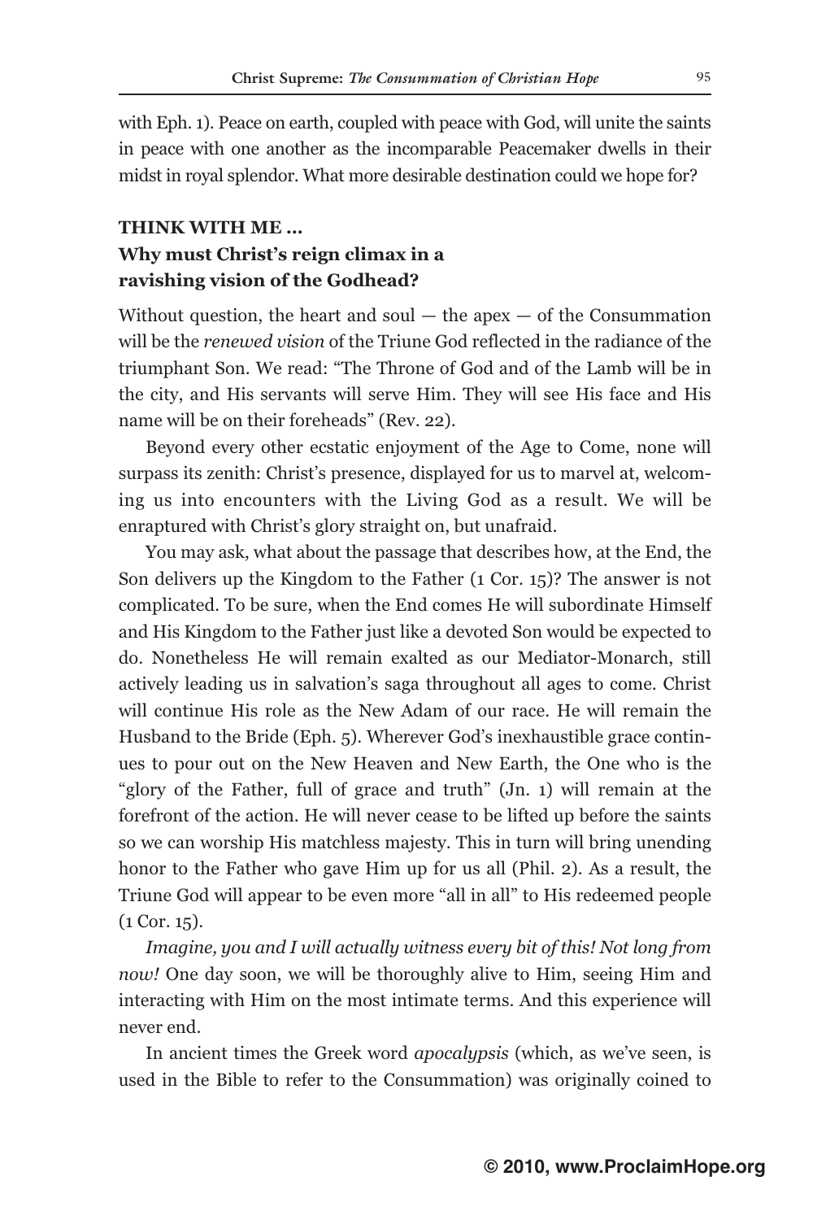with Eph. 1). Peace on earth, coupled with peace with God, will unite the saints in peace with one another as the incomparable Peacemaker dwells in their midst in royal splendor. What more desirable destination could we hope for?

**THINK WITH ME ...**
**Why must Christ's reign climax in a ravishing vision of the Godhead?**

Without question, the heart and soul — the apex — of the Consummation will be the *renewed vision* of the Triune God reflected in the radiance of the triumphant Son. We read: "The Throne of God and of the Lamb will be in the city, and His servants will serve Him. They will see His face and His name will be on their foreheads" (Rev. 22).

Beyond every other ecstatic enjoyment of the Age to Come, none will surpass its zenith: Christ's presence, displayed for us to marvel at, welcoming us into encounters with the Living God as a result. We will be enraptured with Christ's glory straight on, but unafraid.

You may ask, what about the passage that describes how, at the End, the Son delivers up the Kingdom to the Father (1 Cor. 15)? The answer is not complicated. To be sure, when the End comes He will subordinate Himself and His Kingdom to the Father just like a devoted Son would be expected to do. Nonetheless He will remain exalted as our Mediator-Monarch, still actively leading us in salvation's saga throughout all ages to come. Christ will continue His role as the New Adam of our race. He will remain the Husband to the Bride (Eph. 5). Wherever God's inexhaustible grace continues to pour out on the New Heaven and New Earth, the One who is the "glory of the Father, full of grace and truth" (Jn. 1) will remain at the forefront of the action. He will never cease to be lifted up before the saints so we can worship His matchless majesty. This in turn will bring unending honor to the Father who gave Him up for us all (Phil. 2). As a result, the Triune God will appear to be even more "all in all" to His redeemed people (1 Cor. 15).

*Imagine, you and I will actually witness every bit of this! Not long from now!* One day soon, we will be thoroughly alive to Him, seeing Him and interacting with Him on the most intimate terms. And this experience will never end.

In ancient times the Greek word *apocalypsis* (which, as we've seen, is used in the Bible to refer to the Consummation) was originally coined to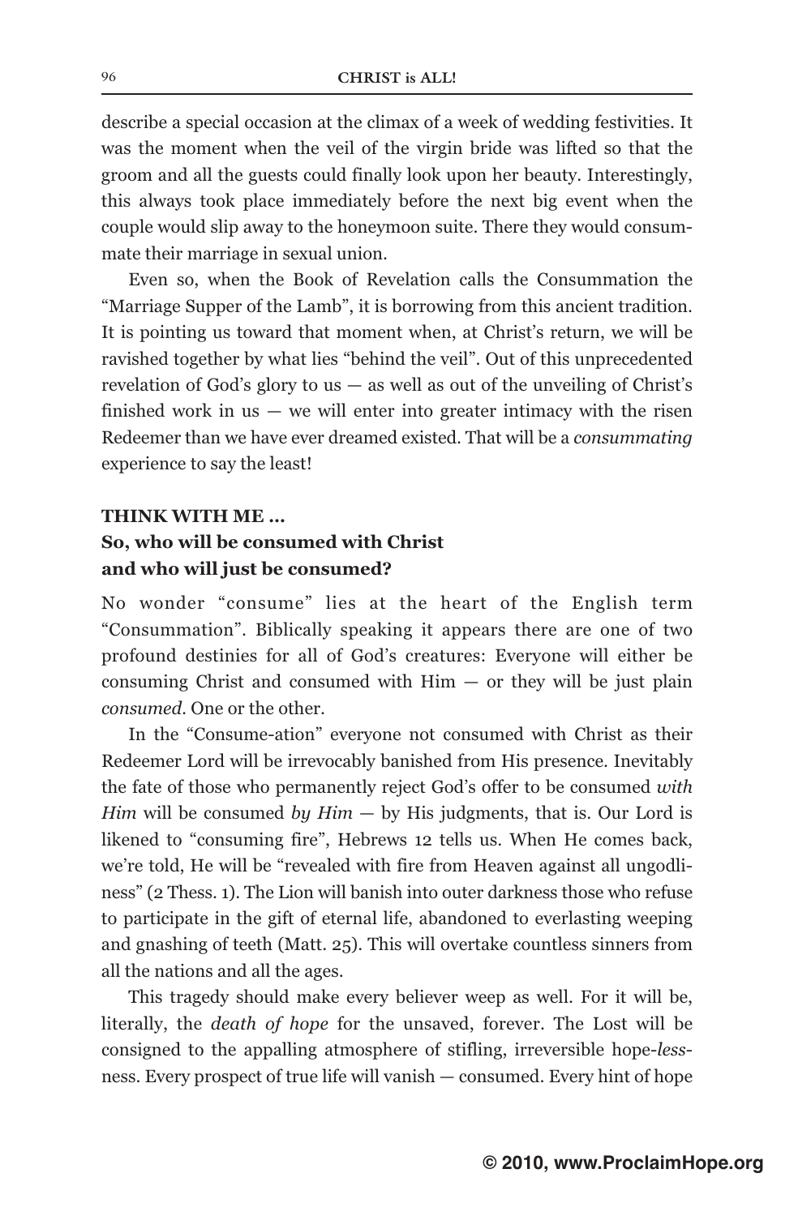describe a special occasion at the climax of a week of wedding festivities. It was the moment when the veil of the virgin bride was lifted so that the groom and all the guests could finally look upon her beauty. Interestingly, this always took place immediately before the next big event when the couple would slip away to the honeymoon suite. There they would consummate their marriage in sexual union.

Even so, when the Book of Revelation calls the Consummation the "Marriage Supper of the Lamb", it is borrowing from this ancient tradition. It is pointing us toward that moment when, at Christ's return, we will be ravished together by what lies "behind the veil". Out of this unprecedented revelation of God's glory to us — as well as out of the unveiling of Christ's finished work in us — we will enter into greater intimacy with the risen Redeemer than we have ever dreamed existed. That will be a *consummating* experience to say the least!

**THINK WITH ME ...**
**So, who will be consumed with Christ and who will just be consumed?**

No wonder "consume" lies at the heart of the English term "Consummation". Biblically speaking it appears there are one of two profound destinies for all of God's creatures: Everyone will either be consuming Christ and consumed with Him — or they will be just plain *consumed*. One or the other.

In the "Consume-ation" everyone not consumed with Christ as their Redeemer Lord will be irrevocably banished from His presence. Inevitably the fate of those who permanently reject God's offer to be consumed *with Him* will be consumed *by Him* — by His judgments, that is. Our Lord is likened to "consuming fire", Hebrews 12 tells us. When He comes back, we're told, He will be "revealed with fire from Heaven against all ungodliness" (2 Thess. 1). The Lion will banish into outer darkness those who refuse to participate in the gift of eternal life, abandoned to everlasting weeping and gnashing of teeth (Matt. 25). This will overtake countless sinners from all the nations and all the ages.

This tragedy should make every believer weep as well. For it will be, literally, the *death of hope* for the unsaved, forever. The Lost will be consigned to the appalling atmosphere of stifling, irreversible hope-*less*-ness. Every prospect of true life will vanish — consumed. Every hint of hope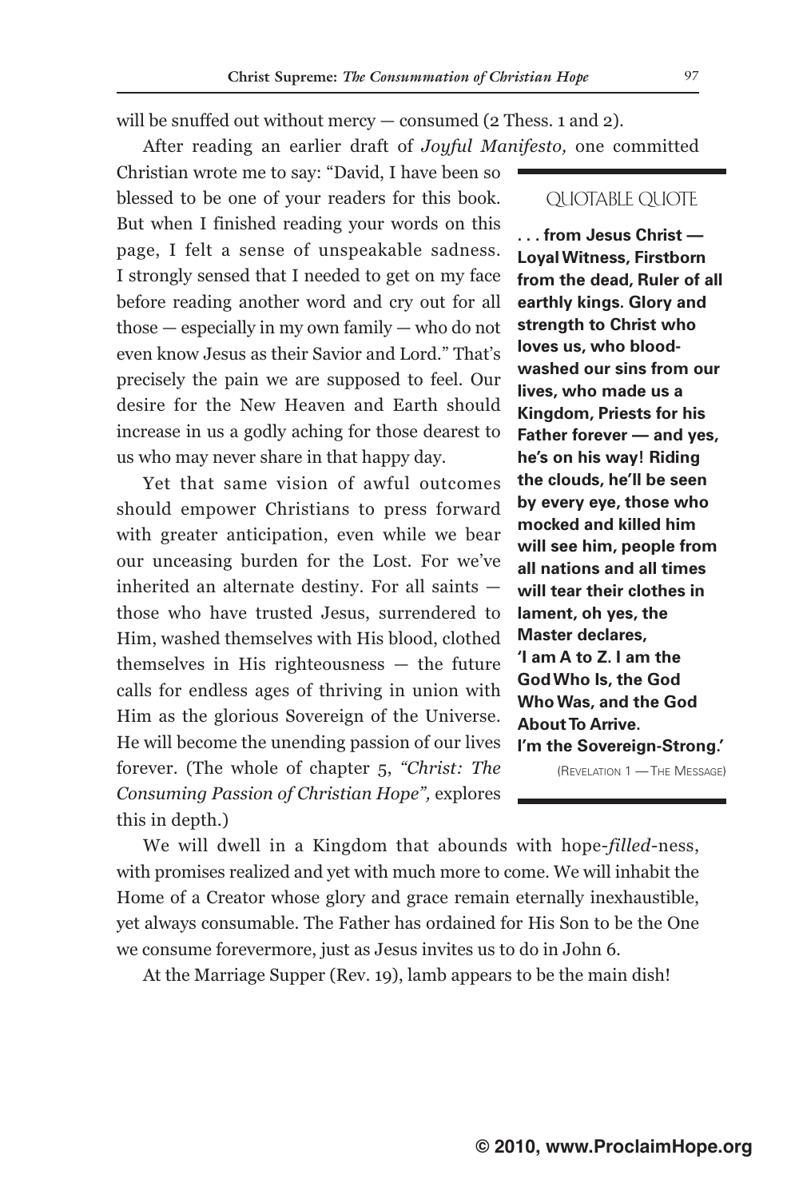will be snuffed out without mercy — consumed (2 Thess. 1 and 2).

After reading an earlier draft of *Joyful Manifesto,* one committed Christian wrote me to say: "David, I have been so blessed to be one of your readers for this book. But when I finished reading your words on this page, I felt a sense of unspeakable sadness. I strongly sensed that I needed to get on my face before reading another word and cry out for all those — especially in my own family — who do not even know Jesus as their Savior and Lord." That's precisely the pain we are supposed to feel. Our desire for the New Heaven and Earth should increase in us a godly aching for those dearest to us who may never share in that happy day.

Yet that same vision of awful outcomes should empower Christians to press forward with greater anticipation, even while we bear our unceasing burden for the Lost. For we've inherited an alternate destiny. For all saints — those who have trusted Jesus, surrendered to Him, washed themselves with His blood, clothed themselves in His righteousness — the future calls for endless ages of thriving in union with Him as the glorious Sovereign of the Universe. He will become the unending passion of our lives forever. (The whole of chapter 5, *"Christ: The Consuming Passion of Christian Hope",* explores this in depth.)

QUOTABLE QUOTE

**. . . from Jesus Christ — Loyal Witness, Firstborn from the dead, Ruler of all earthly kings. Glory and strength to Christ who loves us, who blood-washed our sins from our lives, who made us a Kingdom, Priests for his Father forever — and yes, he's on his way! Riding the clouds, he'll be seen by every eye, those who mocked and killed him will see him, people from all nations and all times will tear their clothes in lament, oh yes, the Master declares, 'I am A to Z. I am the God Who Is, the God Who Was, and the God About To Arrive. I'm the Sovereign-Strong.'**

(Revelation 1 — The Message)

We will dwell in a Kingdom that abounds with hope-*filled*-ness, with promises realized and yet with much more to come. We will inhabit the Home of a Creator whose glory and grace remain eternally inexhaustible, yet always consumable. The Father has ordained for His Son to be the One we consume forevermore, just as Jesus invites us to do in John 6.

At the Marriage Supper (Rev. 19), lamb appears to be the main dish!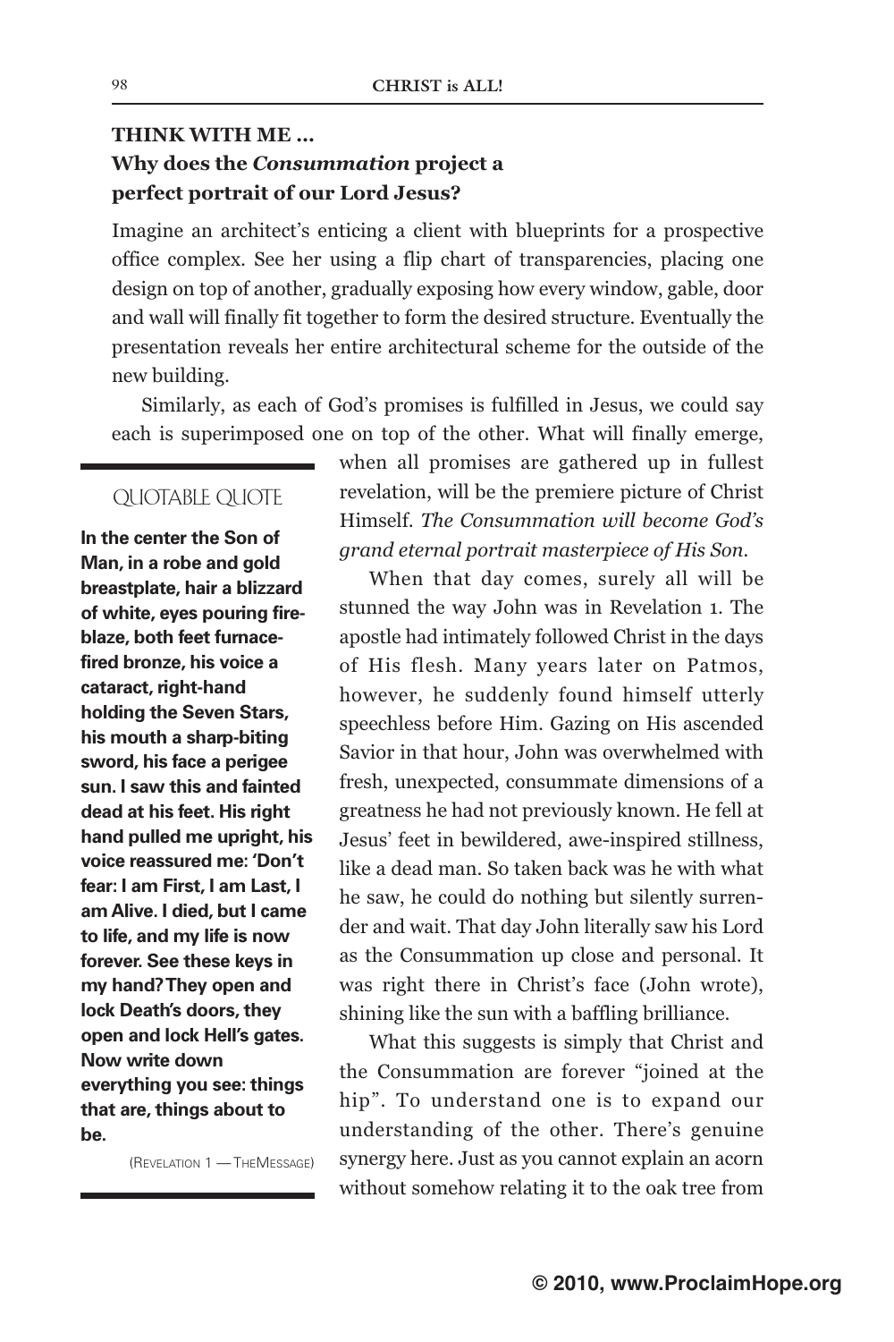**THINK WITH ME ...**
**Why does the *Consummation* project a perfect portrait of our Lord Jesus?**

Imagine an architect's enticing a client with blueprints for a prospective office complex. See her using a flip chart of transparencies, placing one design on top of another, gradually exposing how every window, gable, door and wall will finally fit together to form the desired structure. Eventually the presentation reveals her entire architectural scheme for the outside of the new building.

Similarly, as each of God's promises is fulfilled in Jesus, we could say each is superimposed one on top of the other. What will finally emerge, when all promises are gathered up in fullest revelation, will be the premiere picture of Christ Himself. *The Consummation will become God's grand eternal portrait masterpiece of His Son.*

When that day comes, surely all will be stunned the way John was in Revelation 1. The apostle had intimately followed Christ in the days of His flesh. Many years later on Patmos, however, he suddenly found himself utterly speechless before Him. Gazing on His ascended Savior in that hour, John was overwhelmed with fresh, unexpected, consummate dimensions of a greatness he had not previously known. He fell at Jesus' feet in bewildered, awe-inspired stillness, like a dead man. So taken back was he with what he saw, he could do nothing but silently surrender and wait. That day John literally saw his Lord as the Consummation up close and personal. It was right there in Christ's face (John wrote), shining like the sun with a baffling brilliance.

What this suggests is simply that Christ and the Consummation are forever "joined at the hip". To understand one is to expand our understanding of the other. There's genuine synergy here. Just as you cannot explain an acorn without somehow relating it to the oak tree from

---

QUOTABLE QUOTE

**In the center the Son of Man, in a robe and gold breastplate, hair a blizzard of white, eyes pouring fire-blaze, both feet furnace-fired bronze, his voice a cataract, right-hand holding the Seven Stars, his mouth a sharp-biting sword, his face a perigee sun. I saw this and fainted dead at his feet. His right hand pulled me upright, his voice reassured me: 'Don't fear: I am First, I am Last, I am Alive. I died, but I came to life, and my life is now forever. See these keys in my hand? They open and lock Death's doors, they open and lock Hell's gates. Now write down everything you see: things that are, things about to be.**

(Revelation 1 — TheMessage)

---

© 2010, www.ProclaimHope.org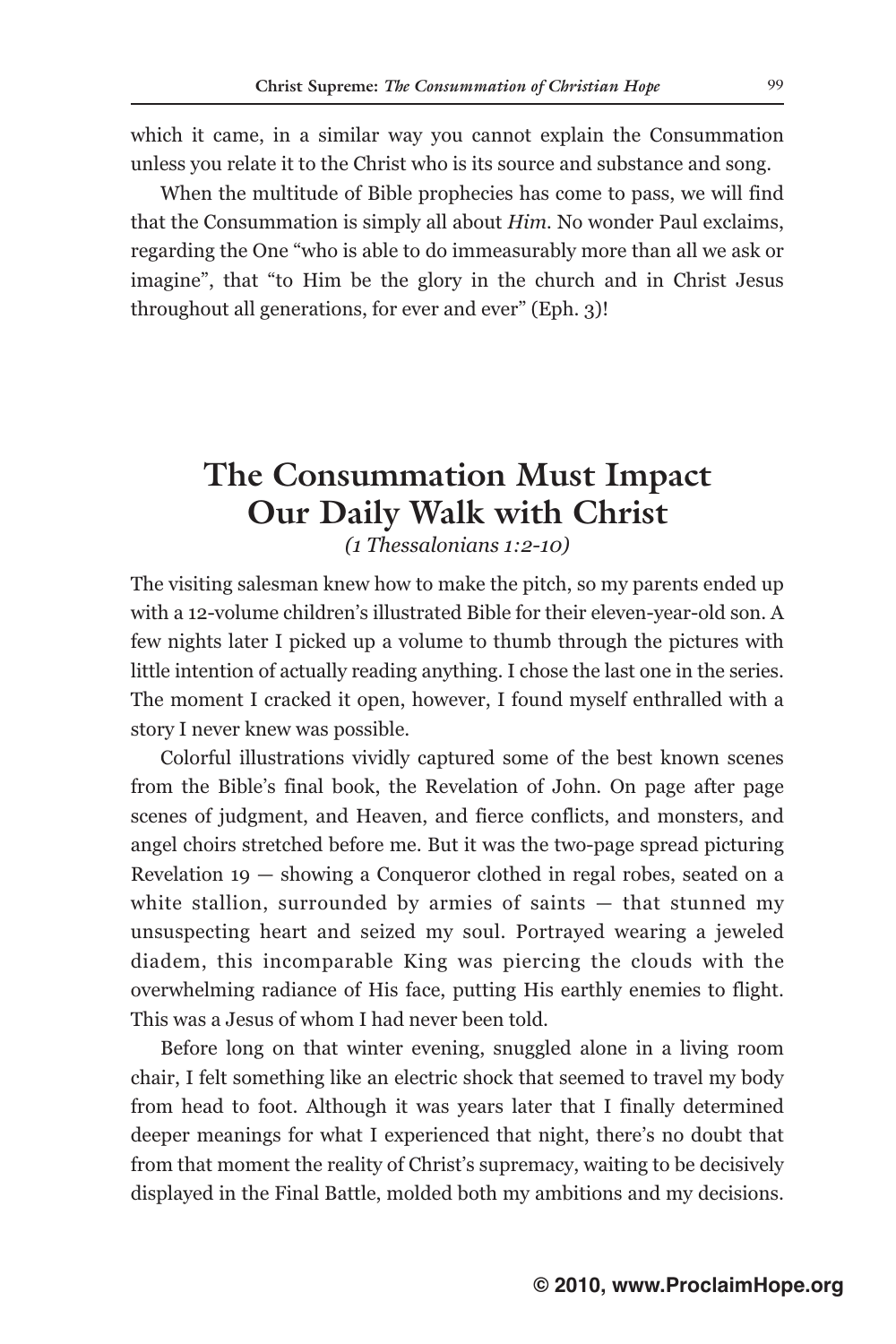which it came, in a similar way you cannot explain the Consummation unless you relate it to the Christ who is its source and substance and song.

When the multitude of Bible prophecies has come to pass, we will find that the Consummation is simply all about *Him*. No wonder Paul exclaims, regarding the One "who is able to do immeasurably more than all we ask or imagine", that "to Him be the glory in the church and in Christ Jesus throughout all generations, for ever and ever" (Eph. 3)!

## The Consummation Must Impact Our Daily Walk with Christ

*(1 Thessalonians 1:2-10)*

The visiting salesman knew how to make the pitch, so my parents ended up with a 12-volume children's illustrated Bible for their eleven-year-old son. A few nights later I picked up a volume to thumb through the pictures with little intention of actually reading anything. I chose the last one in the series. The moment I cracked it open, however, I found myself enthralled with a story I never knew was possible.

Colorful illustrations vividly captured some of the best known scenes from the Bible's final book, the Revelation of John. On page after page scenes of judgment, and Heaven, and fierce conflicts, and monsters, and angel choirs stretched before me. But it was the two-page spread picturing Revelation 19 — showing a Conqueror clothed in regal robes, seated on a white stallion, surrounded by armies of saints — that stunned my unsuspecting heart and seized my soul. Portrayed wearing a jeweled diadem, this incomparable King was piercing the clouds with the overwhelming radiance of His face, putting His earthly enemies to flight. This was a Jesus of whom I had never been told.

Before long on that winter evening, snuggled alone in a living room chair, I felt something like an electric shock that seemed to travel my body from head to foot. Although it was years later that I finally determined deeper meanings for what I experienced that night, there's no doubt that from that moment the reality of Christ's supremacy, waiting to be decisively displayed in the Final Battle, molded both my ambitions and my decisions.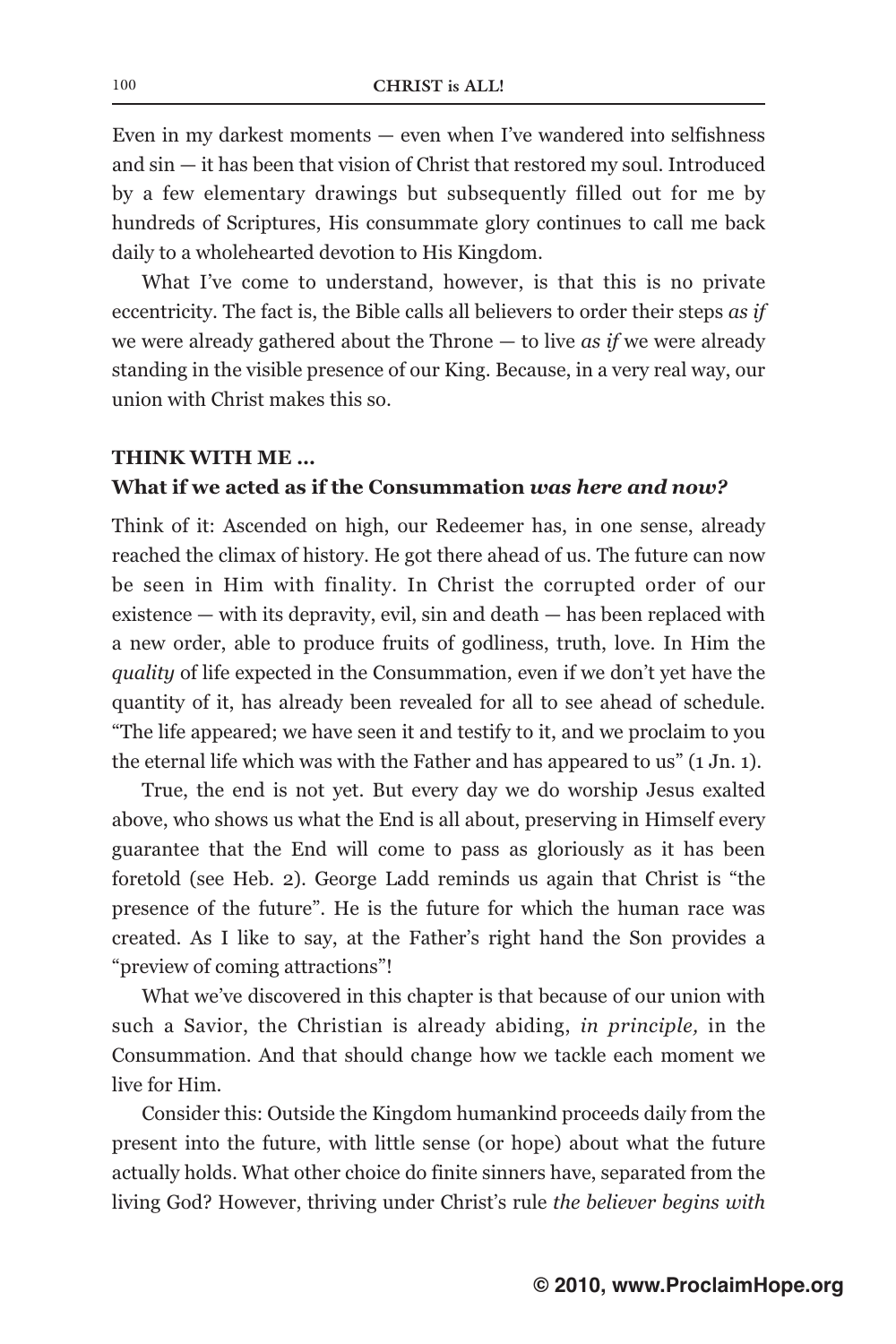Even in my darkest moments — even when I've wandered into selfishness and sin — it has been that vision of Christ that restored my soul. Introduced by a few elementary drawings but subsequently filled out for me by hundreds of Scriptures, His consummate glory continues to call me back daily to a wholehearted devotion to His Kingdom.

What I've come to understand, however, is that this is no private eccentricity. The fact is, the Bible calls all believers to order their steps *as if* we were already gathered about the Throne — to live *as if* we were already standing in the visible presence of our King. Because, in a very real way, our union with Christ makes this so.

**THINK WITH ME ...**

**What if we acted as if the Consummation *was here and now?***

Think of it: Ascended on high, our Redeemer has, in one sense, already reached the climax of history. He got there ahead of us. The future can now be seen in Him with finality. In Christ the corrupted order of our existence — with its depravity, evil, sin and death — has been replaced with a new order, able to produce fruits of godliness, truth, love. In Him the *quality* of life expected in the Consummation, even if we don't yet have the quantity of it, has already been revealed for all to see ahead of schedule. "The life appeared; we have seen it and testify to it, and we proclaim to you the eternal life which was with the Father and has appeared to us" (1 Jn. 1).

True, the end is not yet. But every day we do worship Jesus exalted above, who shows us what the End is all about, preserving in Himself every guarantee that the End will come to pass as gloriously as it has been foretold (see Heb. 2). George Ladd reminds us again that Christ is "the presence of the future". He is the future for which the human race was created. As I like to say, at the Father's right hand the Son provides a "preview of coming attractions"!

What we've discovered in this chapter is that because of our union with such a Savior, the Christian is already abiding, *in principle,* in the Consummation. And that should change how we tackle each moment we live for Him.

Consider this: Outside the Kingdom humankind proceeds daily from the present into the future, with little sense (or hope) about what the future actually holds. What other choice do finite sinners have, separated from the living God? However, thriving under Christ's rule *the believer begins with*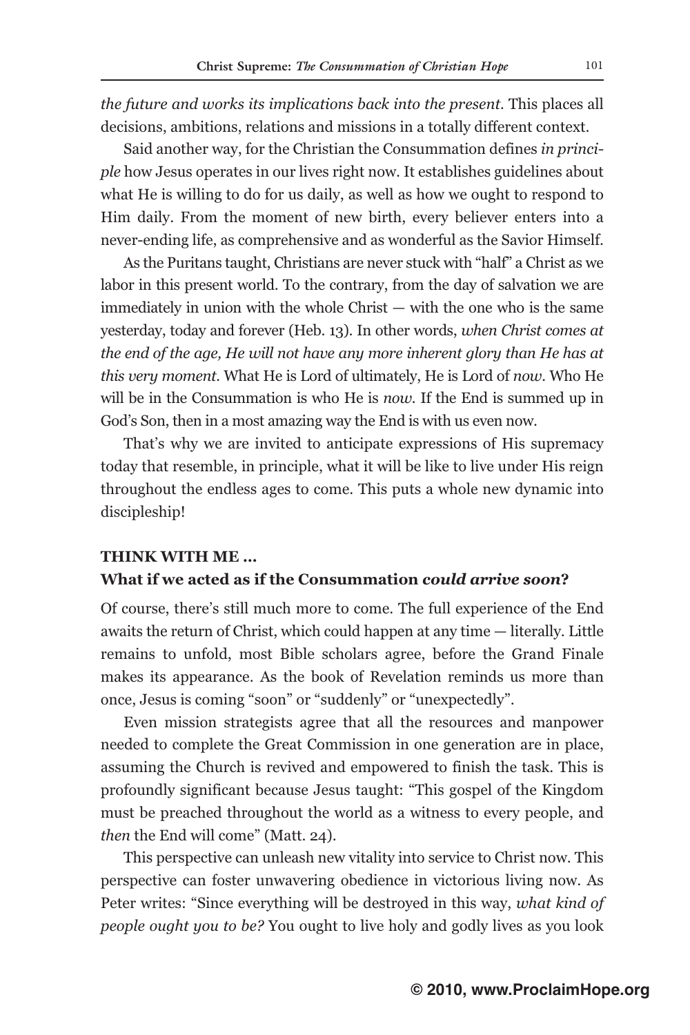*the future and works its implications back into the present.* This places all decisions, ambitions, relations and missions in a totally different context.

Said another way, for the Christian the Consummation defines *in principle* how Jesus operates in our lives right now. It establishes guidelines about what He is willing to do for us daily, as well as how we ought to respond to Him daily. From the moment of new birth, every believer enters into a never-ending life, as comprehensive and as wonderful as the Savior Himself.

As the Puritans taught, Christians are never stuck with "half" a Christ as we labor in this present world. To the contrary, from the day of salvation we are immediately in union with the whole Christ — with the one who is the same yesterday, today and forever (Heb. 13). In other words, *when Christ comes at the end of the age, He will not have any more inherent glory than He has at this very moment.* What He is Lord of ultimately, He is Lord of *now*. Who He will be in the Consummation is who He is *now*. If the End is summed up in God's Son, then in a most amazing way the End is with us even now.

That's why we are invited to anticipate expressions of His supremacy today that resemble, in principle, what it will be like to live under His reign throughout the endless ages to come. This puts a whole new dynamic into discipleship!

**THINK WITH ME ...**
**What if we acted as if the Consummation *could arrive soon*?**

Of course, there's still much more to come. The full experience of the End awaits the return of Christ, which could happen at any time — literally. Little remains to unfold, most Bible scholars agree, before the Grand Finale makes its appearance. As the book of Revelation reminds us more than once, Jesus is coming "soon" or "suddenly" or "unexpectedly".

Even mission strategists agree that all the resources and manpower needed to complete the Great Commission in one generation are in place, assuming the Church is revived and empowered to finish the task. This is profoundly significant because Jesus taught: "This gospel of the Kingdom must be preached throughout the world as a witness to every people, and *then* the End will come" (Matt. 24).

This perspective can unleash new vitality into service to Christ now. This perspective can foster unwavering obedience in victorious living now. As Peter writes: "Since everything will be destroyed in this way, *what kind of people ought you to be?* You ought to live holy and godly lives as you look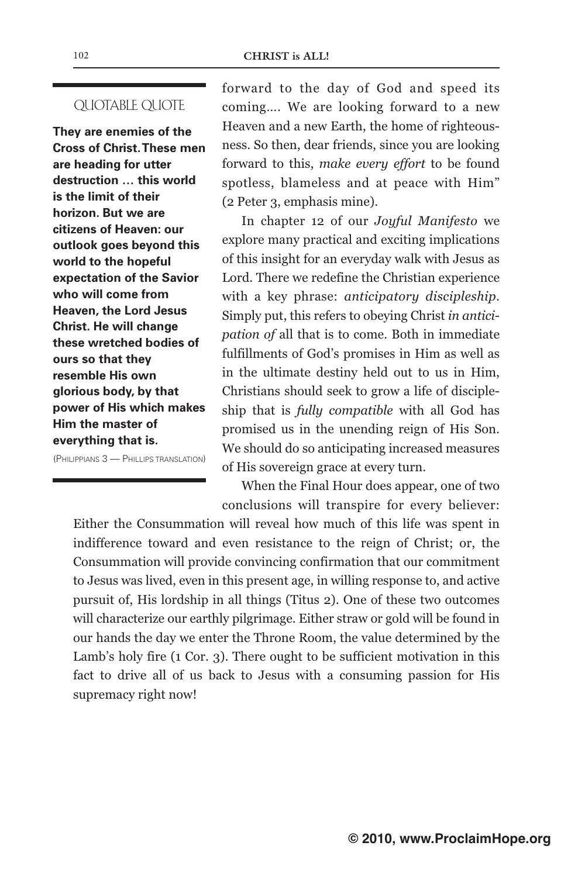forward to the day of God and speed its coming.... We are looking forward to a new Heaven and a new Earth, the home of righteousness. So then, dear friends, since you are looking forward to this, *make every effort* to be found spotless, blameless and at peace with Him" (2 Peter 3, emphasis mine).

In chapter 12 of our *Joyful Manifesto* we explore many practical and exciting implications of this insight for an everyday walk with Jesus as Lord. There we redefine the Christian experience with a key phrase: *anticipatory discipleship*. Simply put, this refers to obeying Christ *in anticipation of* all that is to come. Both in immediate fulfillments of God's promises in Him as well as in the ultimate destiny held out to us in Him, Christians should seek to grow a life of discipleship that is *fully compatible* with all God has promised us in the unending reign of His Son. We should do so anticipating increased measures of His sovereign grace at every turn.

> ### QUOTABLE QUOTE
>
> **They are enemies of the Cross of Christ. These men are heading for utter destruction … this world is the limit of their horizon. But we are citizens of Heaven: our outlook goes beyond this world to the hopeful expectation of the Savior who will come from Heaven, the Lord Jesus Christ. He will change these wretched bodies of ours so that they resemble His own glorious body, by that power of His which makes Him the master of everything that is.**
>
> (PHILIPPIANS 3 — PHILLIPS TRANSLATION)

When the Final Hour does appear, one of two conclusions will transpire for every believer: Either the Consummation will reveal how much of this life was spent in indifference toward and even resistance to the reign of Christ; or, the Consummation will provide convincing confirmation that our commitment to Jesus was lived, even in this present age, in willing response to, and active pursuit of, His lordship in all things (Titus 2). One of these two outcomes will characterize our earthly pilgrimage. Either straw or gold will be found in our hands the day we enter the Throne Room, the value determined by the Lamb's holy fire (1 Cor. 3). There ought to be sufficient motivation in this fact to drive all of us back to Jesus with a consuming passion for His supremacy right now!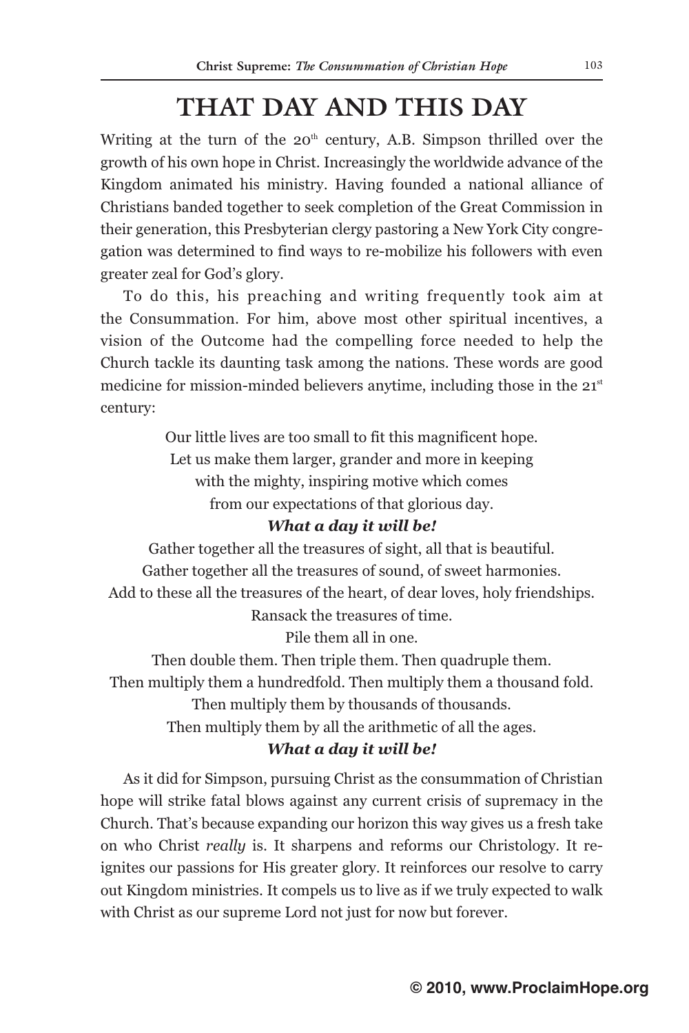# THAT DAY AND THIS DAY

Writing at the turn of the 20th century, A.B. Simpson thrilled over the growth of his own hope in Christ. Increasingly the worldwide advance of the Kingdom animated his ministry. Having founded a national alliance of Christians banded together to seek completion of the Great Commission in their generation, this Presbyterian clergy pastoring a New York City congregation was determined to find ways to re-mobilize his followers with even greater zeal for God's glory.

To do this, his preaching and writing frequently took aim at the Consummation. For him, above most other spiritual incentives, a vision of the Outcome had the compelling force needed to help the Church tackle its daunting task among the nations. These words are good medicine for mission-minded believers anytime, including those in the 21st century:

Our little lives are too small to fit this magnificent hope.
Let us make them larger, grander and more in keeping
with the mighty, inspiring motive which comes
from our expectations of that glorious day.

***What a day it will be!***

Gather together all the treasures of sight, all that is beautiful.
Gather together all the treasures of sound, of sweet harmonies.
Add to these all the treasures of the heart, of dear loves, holy friendships.
Ransack the treasures of time.
Pile them all in one.
Then double them. Then triple them. Then quadruple them.
Then multiply them a hundredfold. Then multiply them a thousand fold.
Then multiply them by thousands of thousands.
Then multiply them by all the arithmetic of all the ages.

***What a day it will be!***

As it did for Simpson, pursuing Christ as the consummation of Christian hope will strike fatal blows against any current crisis of supremacy in the Church. That's because expanding our horizon this way gives us a fresh take on who Christ *really* is. It sharpens and reforms our Christology. It re-ignites our passions for His greater glory. It reinforces our resolve to carry out Kingdom ministries. It compels us to live as if we truly expected to walk with Christ as our supreme Lord not just for now but forever.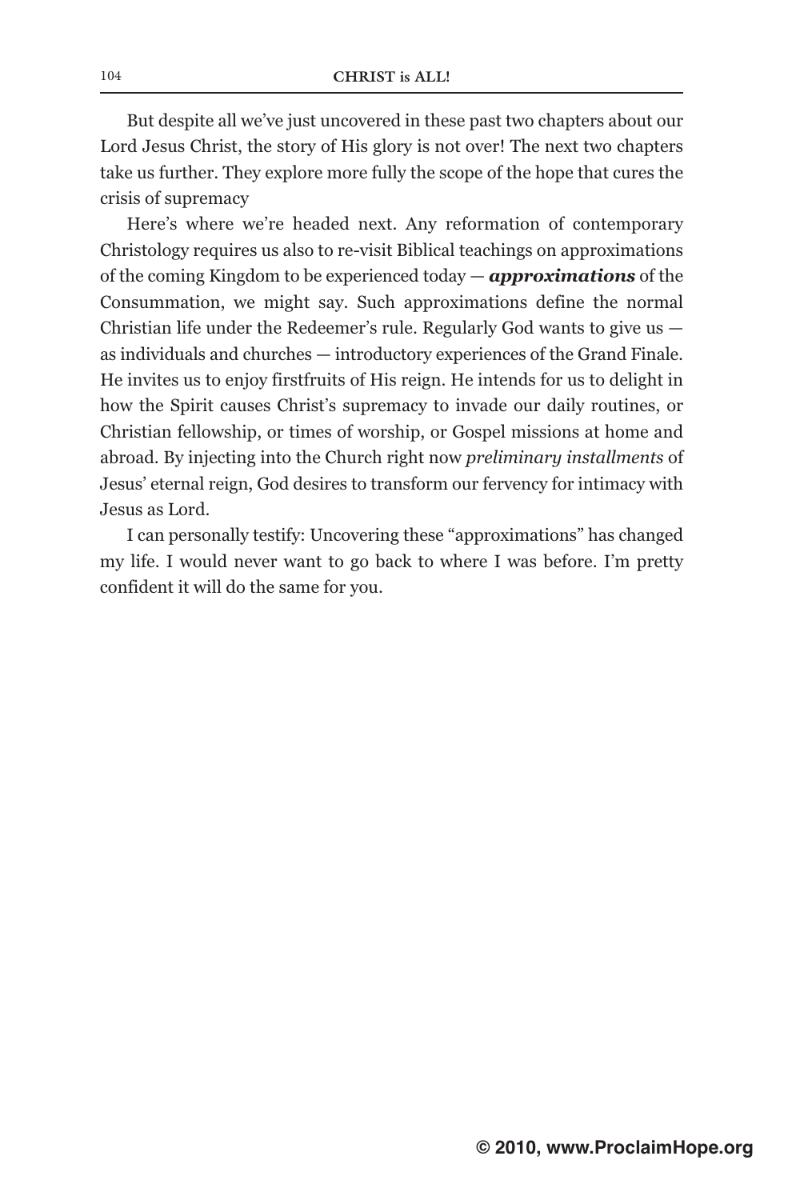But despite all we've just uncovered in these past two chapters about our Lord Jesus Christ, the story of His glory is not over! The next two chapters take us further. They explore more fully the scope of the hope that cures the crisis of supremacy

Here's where we're headed next. Any reformation of contemporary Christology requires us also to re-visit Biblical teachings on approximations of the coming Kingdom to be experienced today — ***approximations*** of the Consummation, we might say. Such approximations define the normal Christian life under the Redeemer's rule. Regularly God wants to give us — as individuals and churches — introductory experiences of the Grand Finale. He invites us to enjoy firstfruits of His reign. He intends for us to delight in how the Spirit causes Christ's supremacy to invade our daily routines, or Christian fellowship, or times of worship, or Gospel missions at home and abroad. By injecting into the Church right now *preliminary installments* of Jesus' eternal reign, God desires to transform our fervency for intimacy with Jesus as Lord.

I can personally testify: Uncovering these "approximations" has changed my life. I would never want to go back to where I was before. I'm pretty confident it will do the same for you.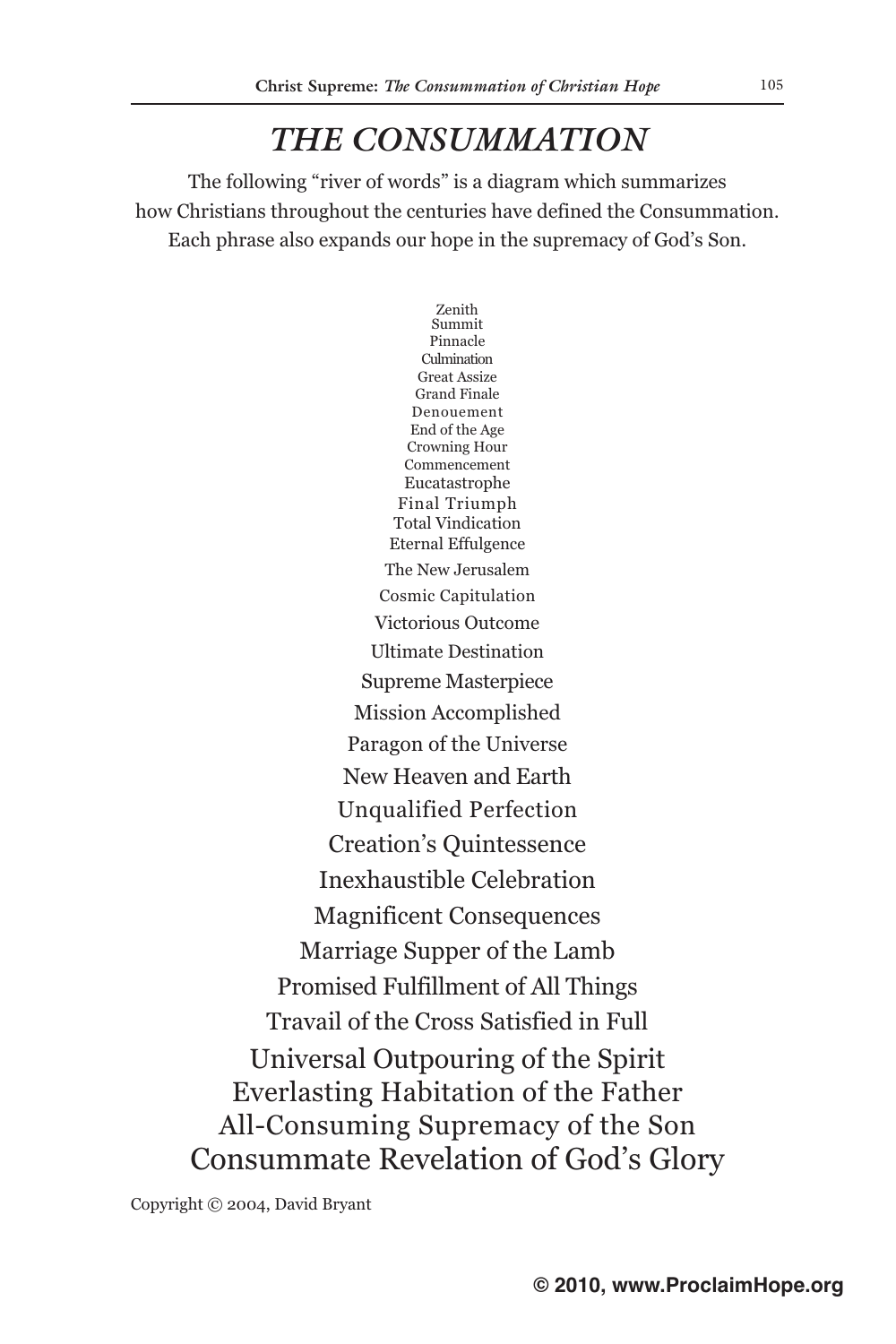# *THE CONSUMMATION*

The following "river of words" is a diagram which summarizes how Christians throughout the centuries have defined the Consummation. Each phrase also expands our hope in the supremacy of God's Son.

Zenith
Summit
Pinnacle
Culmination
Great Assize
Grand Finale
Denouement
End of the Age
Crowning Hour
Commencement
Eucatastrophe
Final Triumph
Total Vindication
Eternal Effulgence
The New Jerusalem
Cosmic Capitulation
Victorious Outcome
Ultimate Destination
Supreme Masterpiece
Mission Accomplished
Paragon of the Universe
New Heaven and Earth
Unqualified Perfection
Creation's Quintessence
Inexhaustible Celebration
Magnificent Consequences
Marriage Supper of the Lamb
Promised Fulfillment of All Things
Travail of the Cross Satisfied in Full
Universal Outpouring of the Spirit
Everlasting Habitation of the Father
All-Consuming Supremacy of the Son
Consummate Revelation of God's Glory

Copyright © 2004, David Bryant

**© 2010, www.ProclaimHope.org**